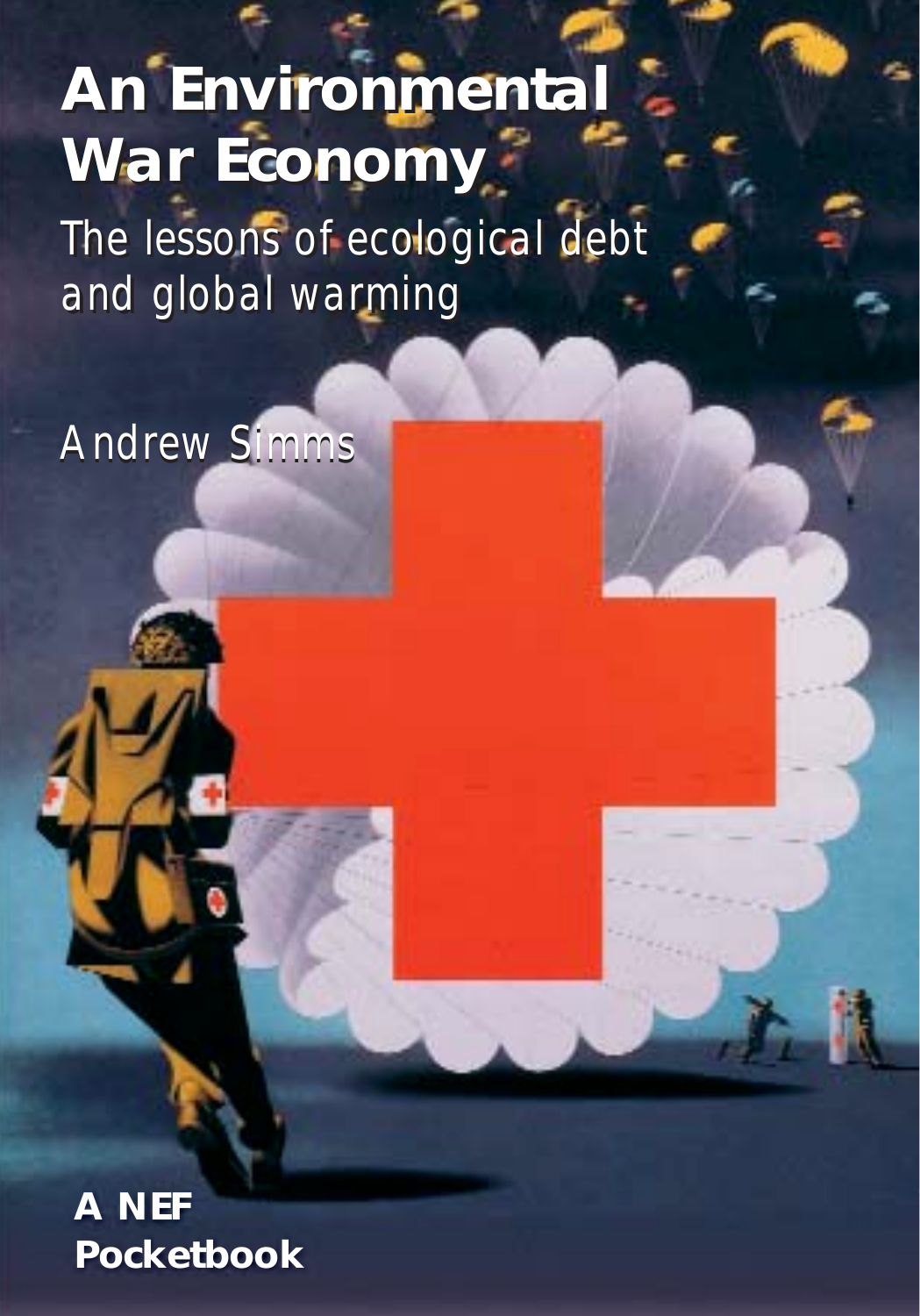# An Environmental War Economy

## The lessons of ecological debt and global warming

Andrew Simms

**A NEF Pocketbook**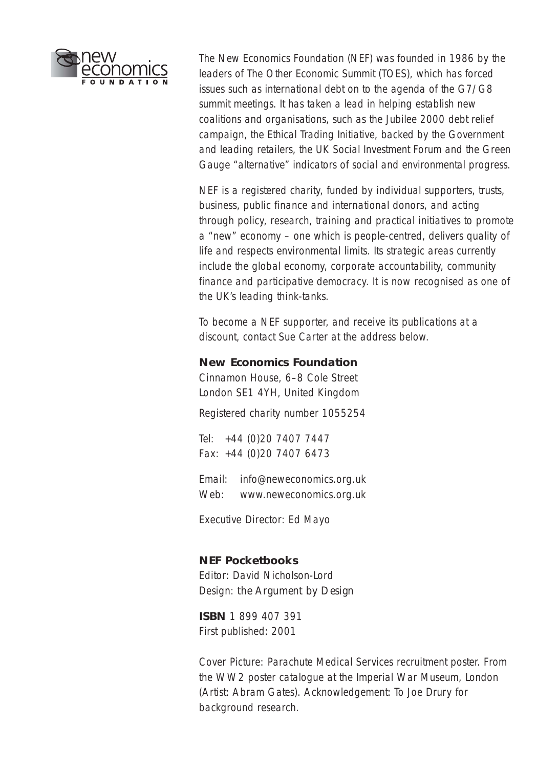The New Economics Foundation (NEF) was founded in 1986 by the leaders of The Other Economic Summit (TOES), which has forced issues such as international debt on to the agenda of the G7/G8 summit meetings. It has taken a lead in helping establish new coalitions and organisations, such as the Jubilee 2000 debt relief campaign, the Ethical Trading Initiative, backed by the Government and leading retailers, the UK Social Investment Forum and the Green Gauge "alternative" indicators of social and environmental progress.

NEF is a registered charity, funded by individual supporters, trusts, business, public finance and international donors, and acting through policy, research, training and practical initiatives to promote a "new" economy – one which is people-centred, delivers quality of life and respects environmental limits. Its strategic areas currently include the global economy, corporate accountability, community finance and participative democracy. It is now recognised as one of the UK's leading think-tanks.

To become a NEF supporter, and receive its publications at a discount, contact Sue Carter at the address below.

**New Economics Foundation**
Cinnamon House, 6–8 Cole Street
London SE1 4YH, United Kingdom

Registered charity number 1055254

Tel: +44 (0)20 7407 7447
Fax: +44 (0)20 7407 6473

Email: info@neweconomics.org.uk
Web: www.neweconomics.org.uk

Executive Director: Ed Mayo

**NEF Pocketbooks**
Editor: David Nicholson-Lord
Design: the Argument by Design

**ISBN** 1 899 407 391
First published: 2001

Cover Picture: Parachute Medical Services recruitment poster. From the WW2 poster catalogue at the Imperial War Museum, London (Artist: Abram Gates). Acknowledgement: To Joe Drury for background research.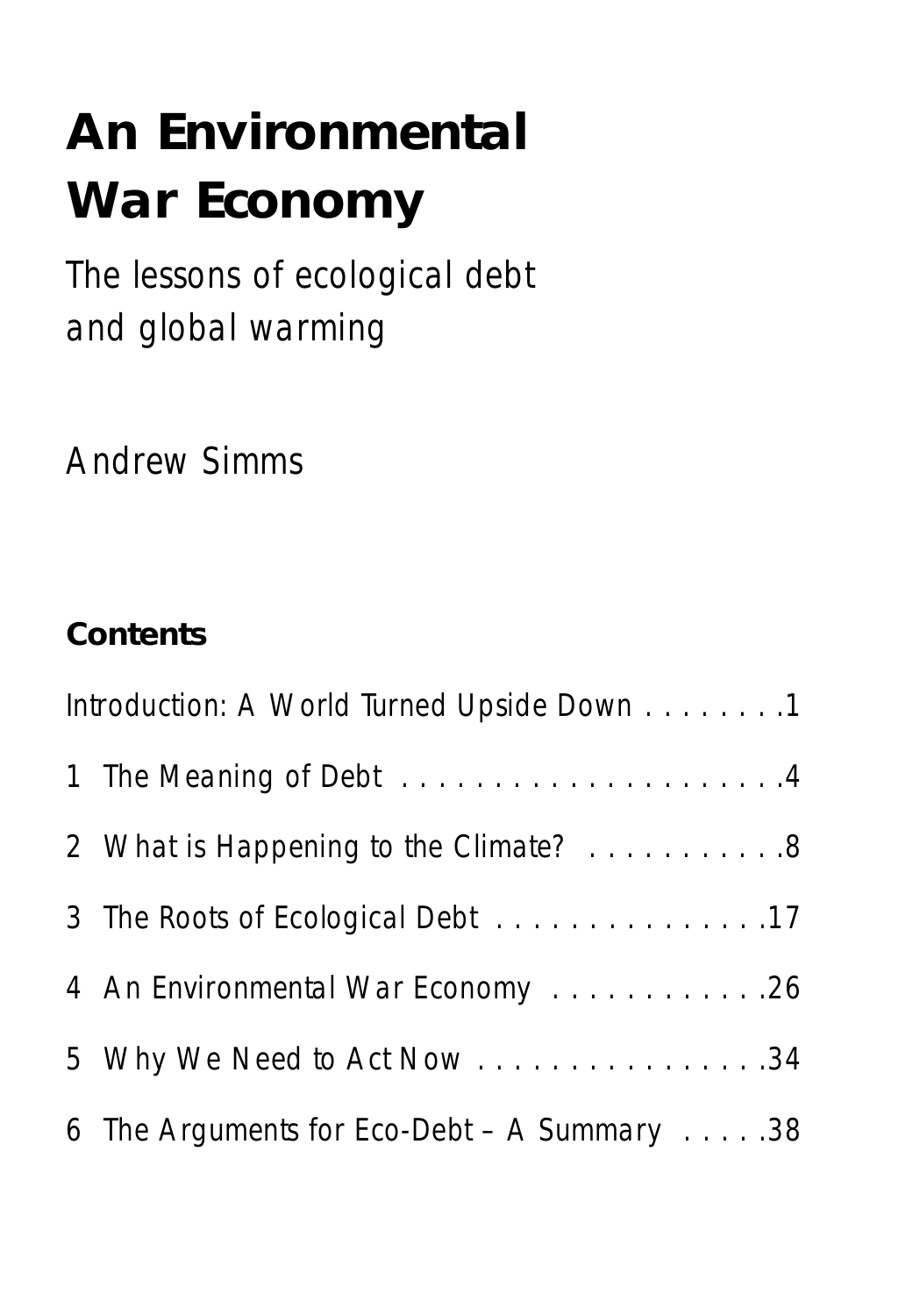# An Environmental War Economy

The lessons of ecological debt and global warming

Andrew Simms

## Contents

Introduction: A World Turned Upside Down . . . . . . . . .1

1 The Meaning of Debt . . . . . . . . . . . . . . . . . . . . . .4

2 What is Happening to the Climate? . . . . . . . . . . .8

3 The Roots of Ecological Debt . . . . . . . . . . . . . . .17

4 An Environmental War Economy . . . . . . . . . . . .26

5 Why We Need to Act Now . . . . . . . . . . . . . . . .34

6 The Arguments for Eco-Debt – A Summary . . . . .38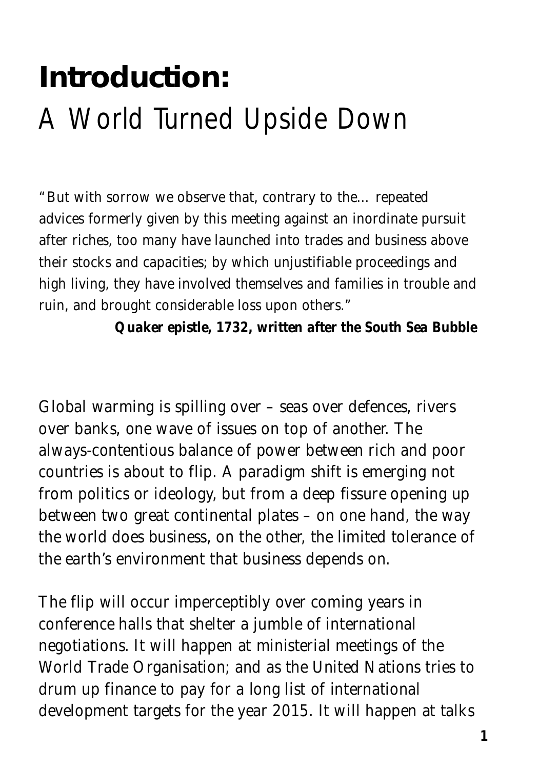# **Introduction:** A World Turned Upside Down

"But with sorrow we observe that, contrary to the... repeated advices formerly given by this meeting against an inordinate pursuit after riches, too many have launched into trades and business above their stocks and capacities; by which unjustifiable proceedings and high living, they have involved themselves and families in trouble and ruin, and brought considerable loss upon others."

**_Quaker epistle, 1732, written after the South Sea Bubble_**

Global warming is spilling over – seas over defences, rivers over banks, one wave of issues on top of another. The always-contentious balance of power between rich and poor countries is about to flip. A paradigm shift is emerging not from politics or ideology, but from a deep fissure opening up between two great continental plates – on one hand, the way the world does business, on the other, the limited tolerance of the earth's environment that business depends on.

The flip will occur imperceptibly over coming years in conference halls that shelter a jumble of international negotiations. It will happen at ministerial meetings of the World Trade Organisation; and as the United Nations tries to drum up finance to pay for a long list of international development targets for the year 2015. It will happen at talks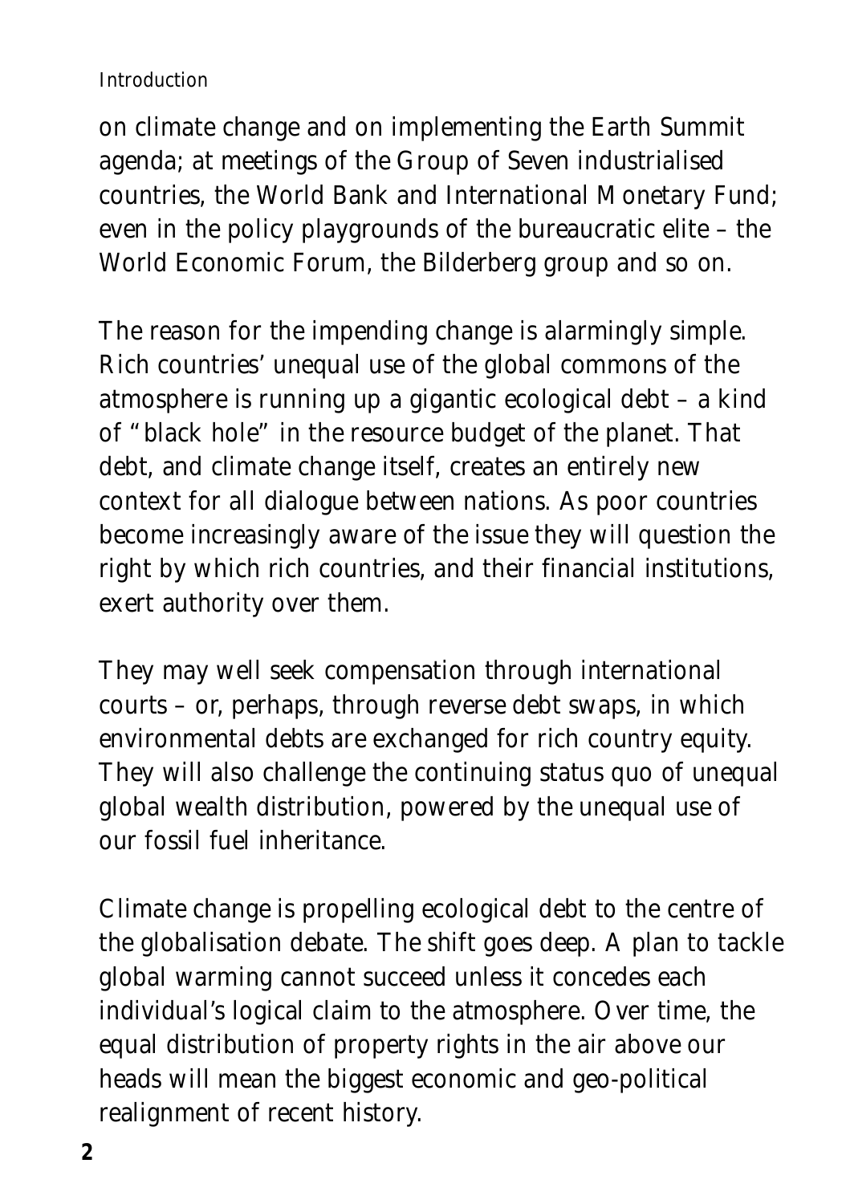on climate change and on implementing the Earth Summit agenda; at meetings of the Group of Seven industrialised countries, the World Bank and International Monetary Fund; even in the policy playgrounds of the bureaucratic elite – the World Economic Forum, the Bilderberg group and so on.

The reason for the impending change is alarmingly simple. Rich countries' unequal use of the global commons of the atmosphere is running up a gigantic ecological debt – a kind of "black hole" in the resource budget of the planet. That debt, and climate change itself, creates an entirely new context for all dialogue between nations. As poor countries become increasingly aware of the issue they will question the right by which rich countries, and their financial institutions, exert authority over them.

They may well seek compensation through international courts – or, perhaps, through reverse debt swaps, in which environmental debts are exchanged for rich country equity. They will also challenge the continuing status quo of unequal global wealth distribution, powered by the unequal use of our fossil fuel inheritance.

Climate change is propelling ecological debt to the centre of the globalisation debate. The shift goes deep. A plan to tackle global warming cannot succeed unless it concedes each individual's logical claim to the atmosphere. Over time, the equal distribution of property rights in the air above our heads will mean the biggest economic and geo-political realignment of recent history.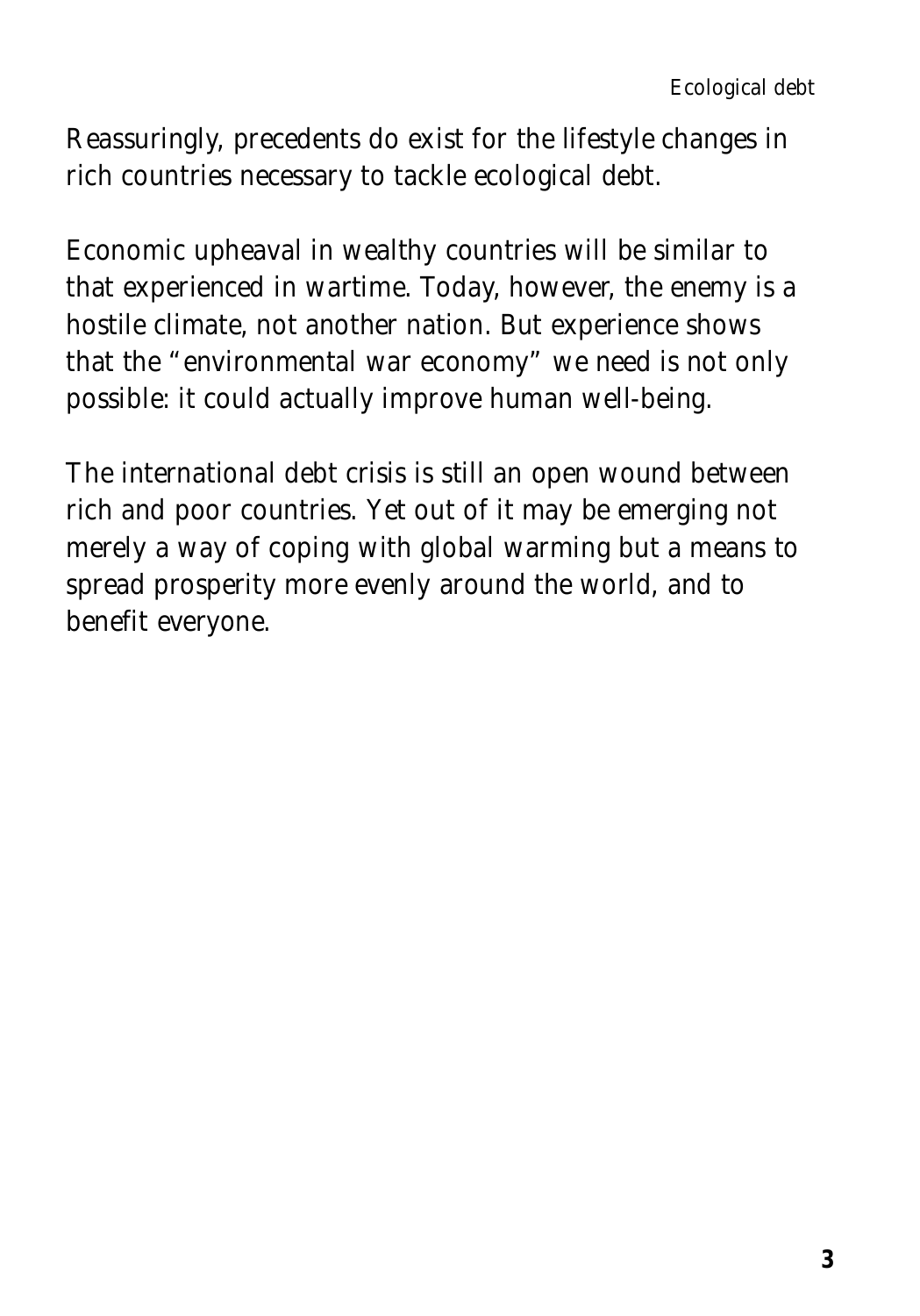Reassuringly, precedents do exist for the lifestyle changes in rich countries necessary to tackle ecological debt.

Economic upheaval in wealthy countries will be similar to that experienced in wartime. Today, however, the enemy is a hostile climate, not another nation. But experience shows that the "environmental war economy" we need is not only possible: it could actually improve human well-being.

The international debt crisis is still an open wound between rich and poor countries. Yet out of it may be emerging not merely a way of coping with global warming but a means to spread prosperity more evenly around the world, and to benefit everyone.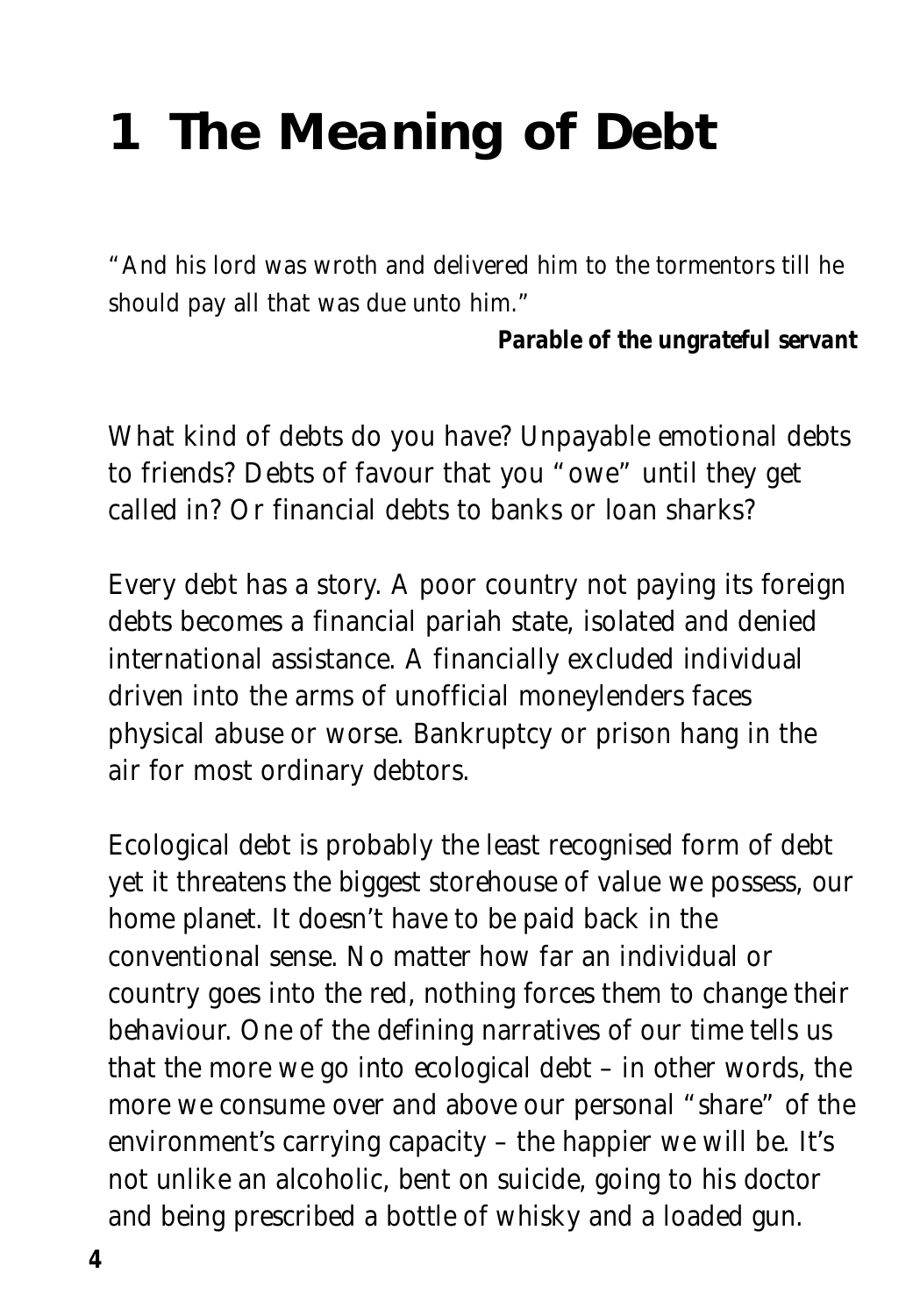# 1 The Meaning of Debt

"And his lord was wroth and delivered him to the tormentors till he should pay all that was due unto him."

**_Parable of the ungrateful servant_**

What kind of debts do you have? Unpayable emotional debts to friends? Debts of favour that you "owe" until they get called in? Or financial debts to banks or loan sharks?

Every debt has a story. A poor country not paying its foreign debts becomes a financial pariah state, isolated and denied international assistance. A financially excluded individual driven into the arms of unofficial moneylenders faces physical abuse or worse. Bankruptcy or prison hang in the air for most ordinary debtors.

Ecological debt is probably the least recognised form of debt yet it threatens the biggest storehouse of value we possess, our home planet. It doesn't have to be paid back in the conventional sense. No matter how far an individual or country goes into the red, nothing forces them to change their behaviour. One of the defining narratives of our time tells us that the more we go into ecological debt – in other words, the more we consume over and above our personal "share" of the environment's carrying capacity – the happier we will be. It's not unlike an alcoholic, bent on suicide, going to his doctor and being prescribed a bottle of whisky and a loaded gun.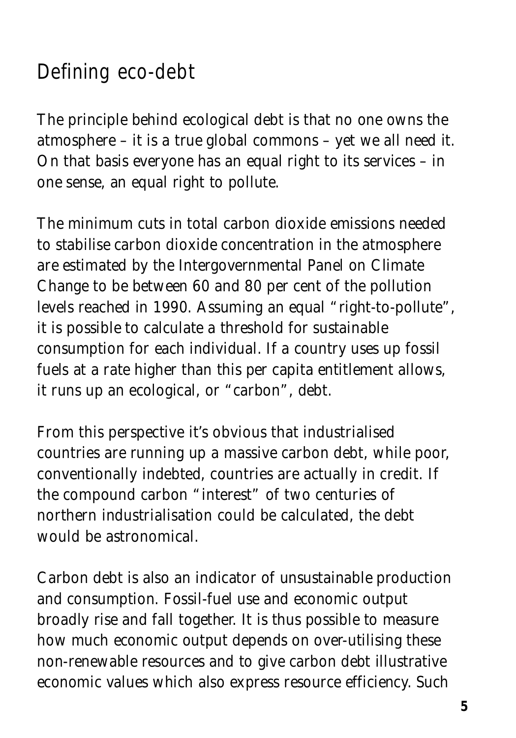## Defining eco-debt

The principle behind ecological debt is that no one owns the atmosphere – it is a true global commons – yet we all need it. On that basis everyone has an equal right to its services – in one sense, an equal right to pollute.

The minimum cuts in total carbon dioxide emissions needed to stabilise carbon dioxide concentration in the atmosphere are estimated by the Intergovernmental Panel on Climate Change to be between 60 and 80 per cent of the pollution levels reached in 1990. Assuming an equal "right-to-pollute", it is possible to calculate a threshold for sustainable consumption for each individual. If a country uses up fossil fuels at a rate higher than this per capita entitlement allows, it runs up an ecological, or "carbon", debt.

From this perspective it's obvious that industrialised countries are running up a massive carbon debt, while poor, conventionally indebted, countries are actually in credit. If the compound carbon "interest" of two centuries of northern industrialisation could be calculated, the debt would be astronomical.

Carbon debt is also an indicator of unsustainable production and consumption. Fossil-fuel use and economic output broadly rise and fall together. It is thus possible to measure how much economic output depends on over-utilising these non-renewable resources and to give carbon debt illustrative economic values which also express resource efficiency. Such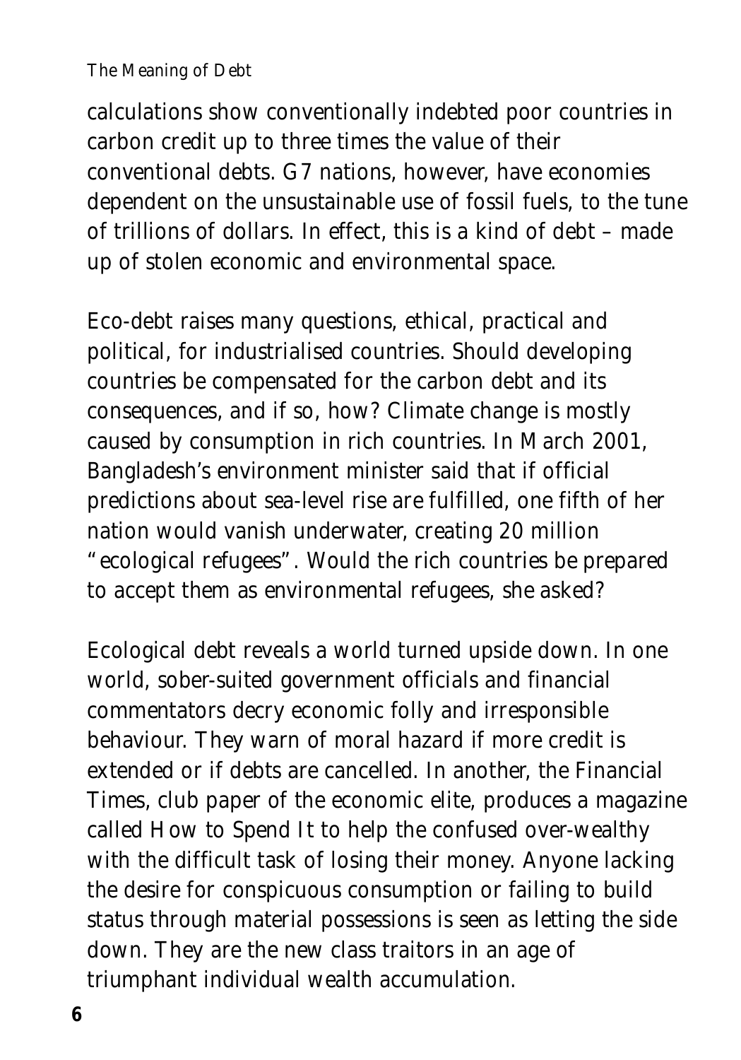calculations show conventionally indebted poor countries in carbon credit up to three times the value of their conventional debts. G7 nations, however, have economies dependent on the unsustainable use of fossil fuels, to the tune of trillions of dollars. In effect, this is a kind of debt – made up of stolen economic and environmental space.

Eco-debt raises many questions, ethical, practical and political, for industrialised countries. Should developing countries be compensated for the carbon debt and its consequences, and if so, how? Climate change is mostly caused by consumption in rich countries. In March 2001, Bangladesh's environment minister said that if official predictions about sea-level rise are fulfilled, one fifth of her nation would vanish underwater, creating 20 million "ecological refugees". Would the rich countries be prepared to accept them as environmental refugees, she asked?

Ecological debt reveals a world turned upside down. In one world, sober-suited government officials and financial commentators decry economic folly and irresponsible behaviour. They warn of moral hazard if more credit is extended or if debts are cancelled. In another, the Financial Times, club paper of the economic elite, produces a magazine called How to Spend It to help the confused over-wealthy with the difficult task of losing their money. Anyone lacking the desire for conspicuous consumption or failing to build status through material possessions is seen as letting the side down. They are the new class traitors in an age of triumphant individual wealth accumulation.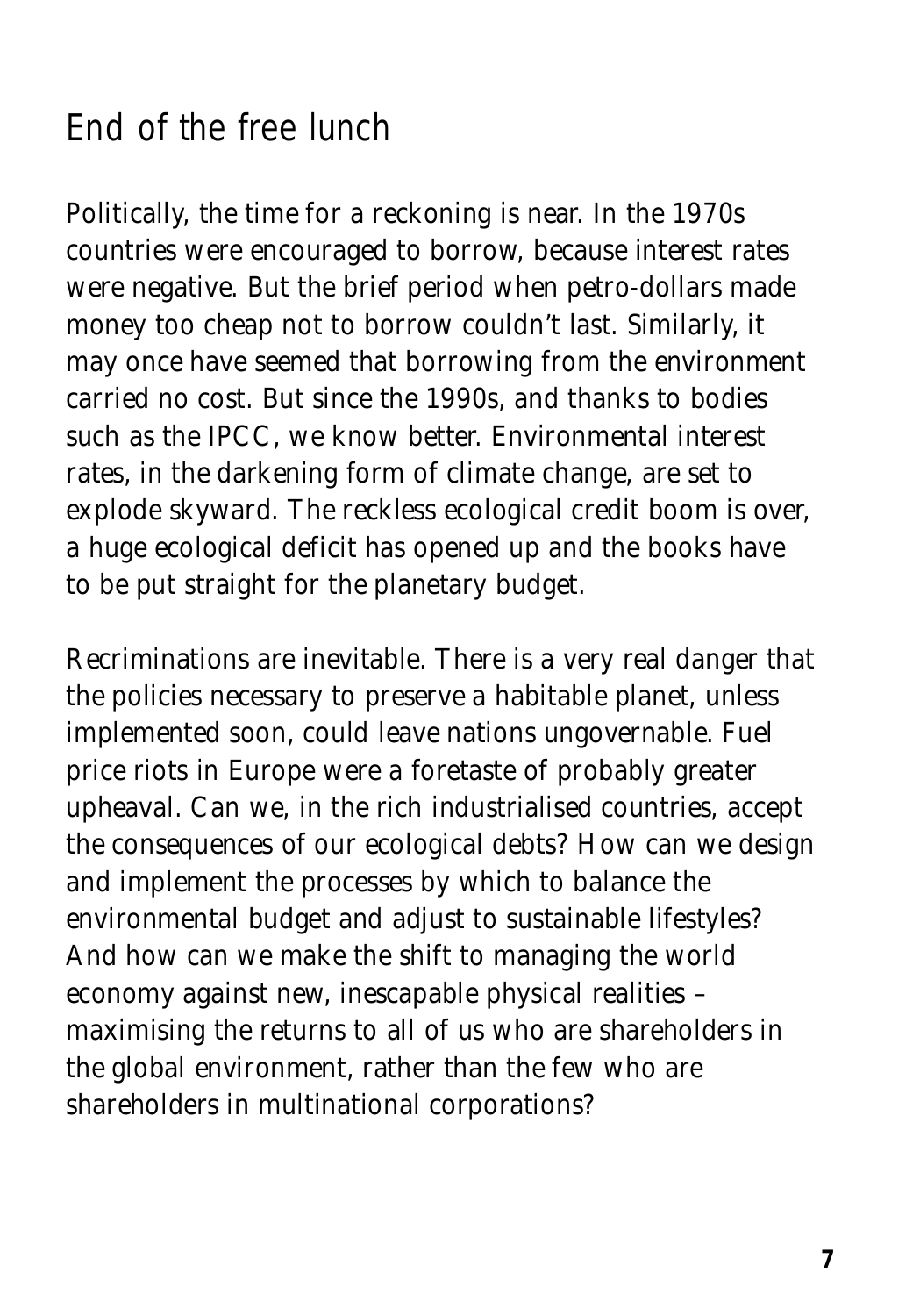## End of the free lunch

Politically, the time for a reckoning is near. In the 1970s countries were encouraged to borrow, because interest rates were negative. But the brief period when petro-dollars made money too cheap not to borrow couldn't last. Similarly, it may once have seemed that borrowing from the environment carried no cost. But since the 1990s, and thanks to bodies such as the IPCC, we know better. Environmental interest rates, in the darkening form of climate change, are set to explode skyward. The reckless ecological credit boom is over, a huge ecological deficit has opened up and the books have to be put straight for the planetary budget.

Recriminations are inevitable. There is a very real danger that the policies necessary to preserve a habitable planet, unless implemented soon, could leave nations ungovernable. Fuel price riots in Europe were a foretaste of probably greater upheaval. Can we, in the rich industrialised countries, accept the consequences of our ecological debts? How can we design and implement the processes by which to balance the environmental budget and adjust to sustainable lifestyles? And how can we make the shift to managing the world economy against new, inescapable physical realities – maximising the returns to all of us who are shareholders in the global environment, rather than the few who are shareholders in multinational corporations?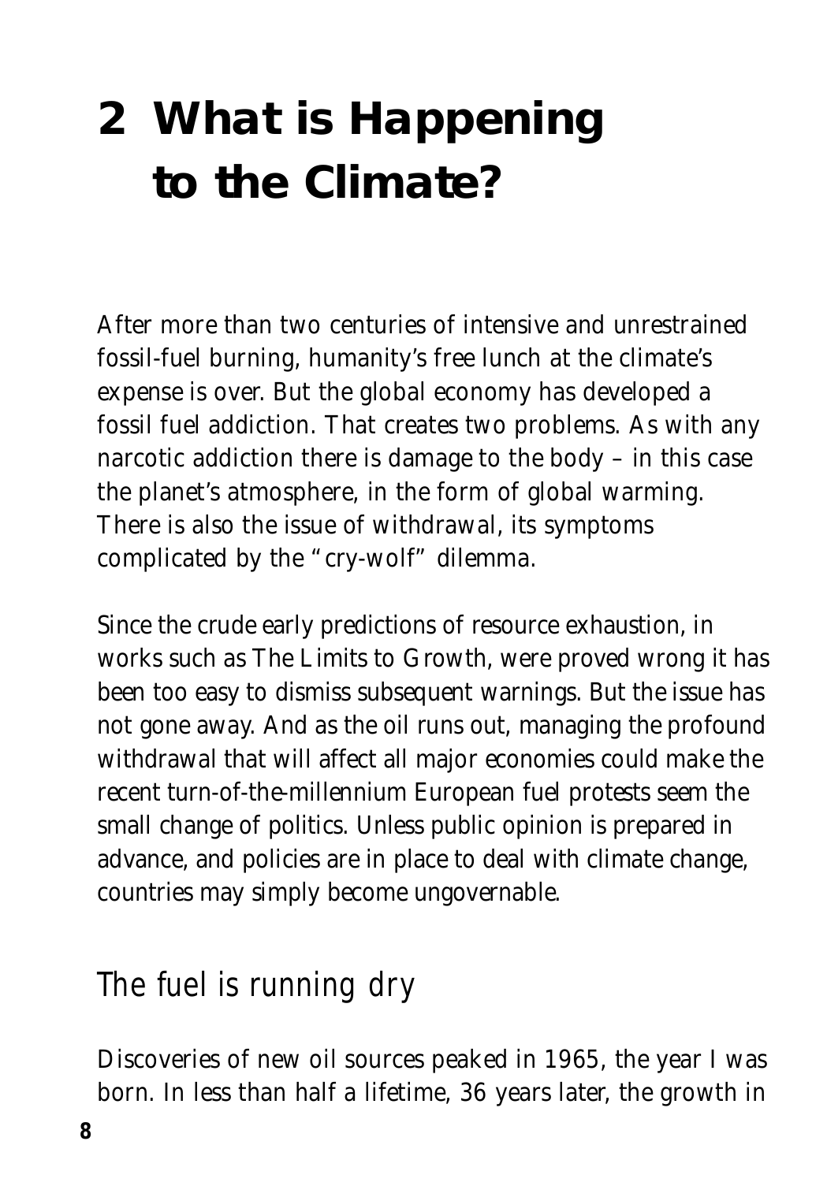# 2 What is Happening to the Climate?

After more than two centuries of intensive and unrestrained fossil-fuel burning, humanity's free lunch at the climate's expense is over. But the global economy has developed a fossil fuel addiction. That creates two problems. As with any narcotic addiction there is damage to the body – in this case the planet's atmosphere, in the form of global warming. There is also the issue of withdrawal, its symptoms complicated by the "cry-wolf" dilemma.

Since the crude early predictions of resource exhaustion, in works such as The Limits to Growth, were proved wrong it has been too easy to dismiss subsequent warnings. But the issue has not gone away. And as the oil runs out, managing the profound withdrawal that will affect all major economies could make the recent turn-of-the-millennium European fuel protests seem the small change of politics. Unless public opinion is prepared in advance, and policies are in place to deal with climate change, countries may simply become ungovernable.

## The fuel is running dry

Discoveries of new oil sources peaked in 1965, the year I was born. In less than half a lifetime, 36 years later, the growth in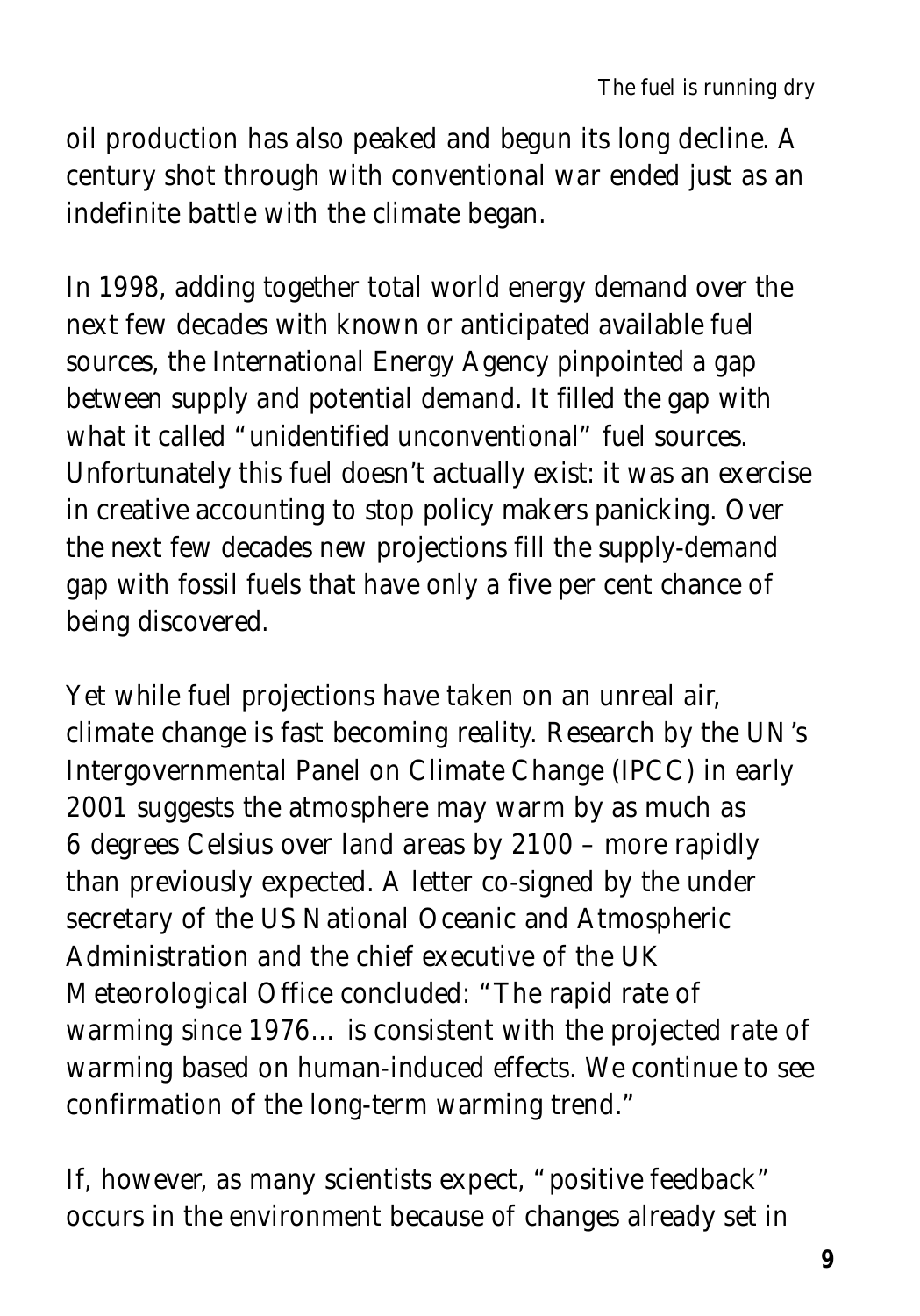oil production has also peaked and begun its long decline. A century shot through with conventional war ended just as an indefinite battle with the climate began.

In 1998, adding together total world energy demand over the next few decades with known or anticipated available fuel sources, the International Energy Agency pinpointed a gap between supply and potential demand. It filled the gap with what it called "unidentified unconventional" fuel sources. Unfortunately this fuel doesn't actually exist: it was an exercise in creative accounting to stop policy makers panicking. Over the next few decades new projections fill the supply-demand gap with fossil fuels that have only a five per cent chance of being discovered.

Yet while fuel projections have taken on an unreal air, climate change is fast becoming reality. Research by the UN's Intergovernmental Panel on Climate Change (IPCC) in early 2001 suggests the atmosphere may warm by as much as 6 degrees Celsius over land areas by 2100 – more rapidly than previously expected. A letter co-signed by the under secretary of the US National Oceanic and Atmospheric Administration and the chief executive of the UK Meteorological Office concluded: "The rapid rate of warming since 1976… is consistent with the projected rate of warming based on human-induced effects. We continue to see confirmation of the long-term warming trend."

If, however, as many scientists expect, "positive feedback" occurs in the environment because of changes already set in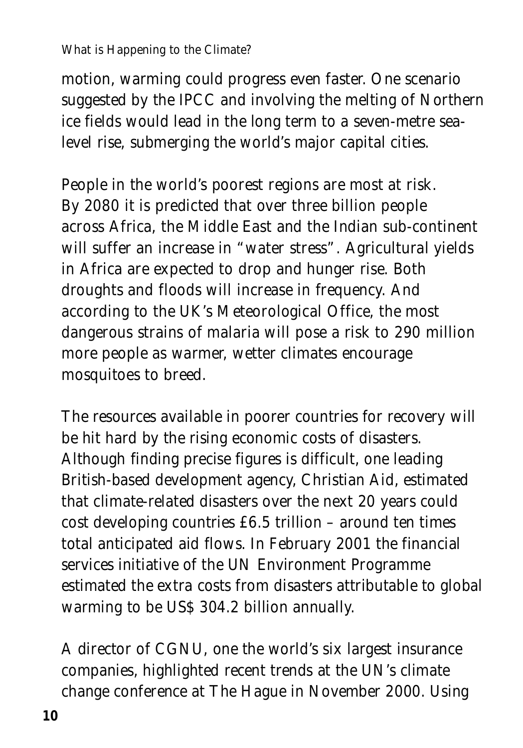motion, warming could progress even faster. One scenario suggested by the IPCC and involving the melting of Northern ice fields would lead in the long term to a seven-metre sea-level rise, submerging the world's major capital cities.

People in the world's poorest regions are most at risk. By 2080 it is predicted that over three billion people across Africa, the Middle East and the Indian sub-continent will suffer an increase in "water stress". Agricultural yields in Africa are expected to drop and hunger rise. Both droughts and floods will increase in frequency. And according to the UK's Meteorological Office, the most dangerous strains of malaria will pose a risk to 290 million more people as warmer, wetter climates encourage mosquitoes to breed.

The resources available in poorer countries for recovery will be hit hard by the rising economic costs of disasters. Although finding precise figures is difficult, one leading British-based development agency, Christian Aid, estimated that climate-related disasters over the next 20 years could cost developing countries £6.5 trillion – around ten times total anticipated aid flows. In February 2001 the financial services initiative of the UN Environment Programme estimated the extra costs from disasters attributable to global warming to be US$ 304.2 billion annually.

A director of CGNU, one the world's six largest insurance companies, highlighted recent trends at the UN's climate change conference at The Hague in November 2000. Using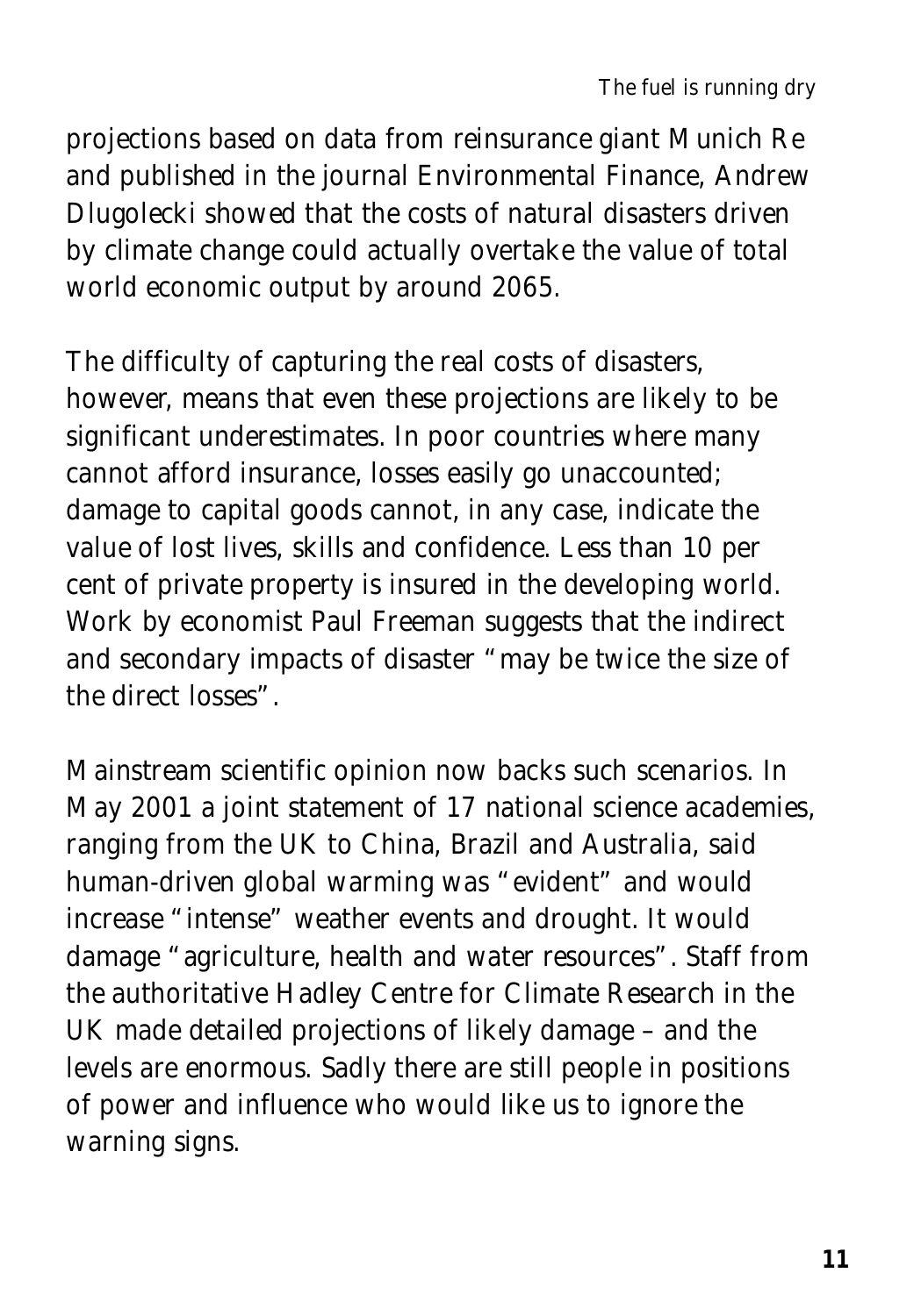projections based on data from reinsurance giant Munich Re and published in the journal Environmental Finance, Andrew Dlugolecki showed that the costs of natural disasters driven by climate change could actually overtake the value of total world economic output by around 2065.

The difficulty of capturing the real costs of disasters, however, means that even these projections are likely to be significant underestimates. In poor countries where many cannot afford insurance, losses easily go unaccounted; damage to capital goods cannot, in any case, indicate the value of lost lives, skills and confidence. Less than 10 per cent of private property is insured in the developing world. Work by economist Paul Freeman suggests that the indirect and secondary impacts of disaster "may be twice the size of the direct losses".

Mainstream scientific opinion now backs such scenarios. In May 2001 a joint statement of 17 national science academies, ranging from the UK to China, Brazil and Australia, said human-driven global warming was "evident" and would increase "intense" weather events and drought. It would damage "agriculture, health and water resources". Staff from the authoritative Hadley Centre for Climate Research in the UK made detailed projections of likely damage – and the levels are enormous. Sadly there are still people in positions of power and influence who would like us to ignore the warning signs.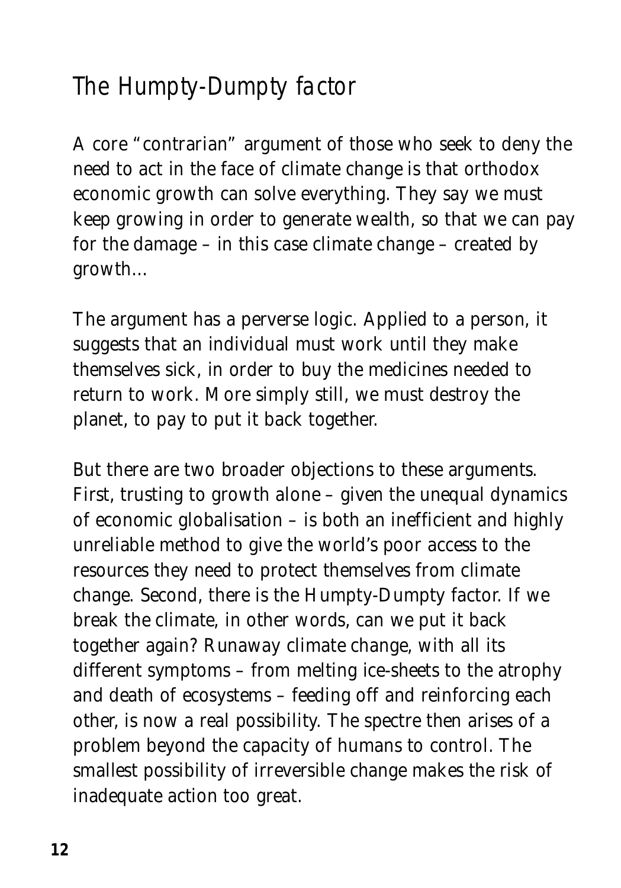## The Humpty-Dumpty factor

A core "contrarian" argument of those who seek to deny the need to act in the face of climate change is that orthodox economic growth can solve everything. They say we must keep growing in order to generate wealth, so that we can pay for the damage – in this case climate change – created by growth…

The argument has a perverse logic. Applied to a person, it suggests that an individual must work until they make themselves sick, in order to buy the medicines needed to return to work. More simply still, we must destroy the planet, to pay to put it back together.

But there are two broader objections to these arguments. First, trusting to growth alone – given the unequal dynamics of economic globalisation – is both an inefficient and highly unreliable method to give the world's poor access to the resources they need to protect themselves from climate change. Second, there is the Humpty-Dumpty factor. If we break the climate, in other words, can we put it back together again? Runaway climate change, with all its different symptoms – from melting ice-sheets to the atrophy and death of ecosystems – feeding off and reinforcing each other, is now a real possibility. The spectre then arises of a problem beyond the capacity of humans to control. The smallest possibility of irreversible change makes the risk of inadequate action too great.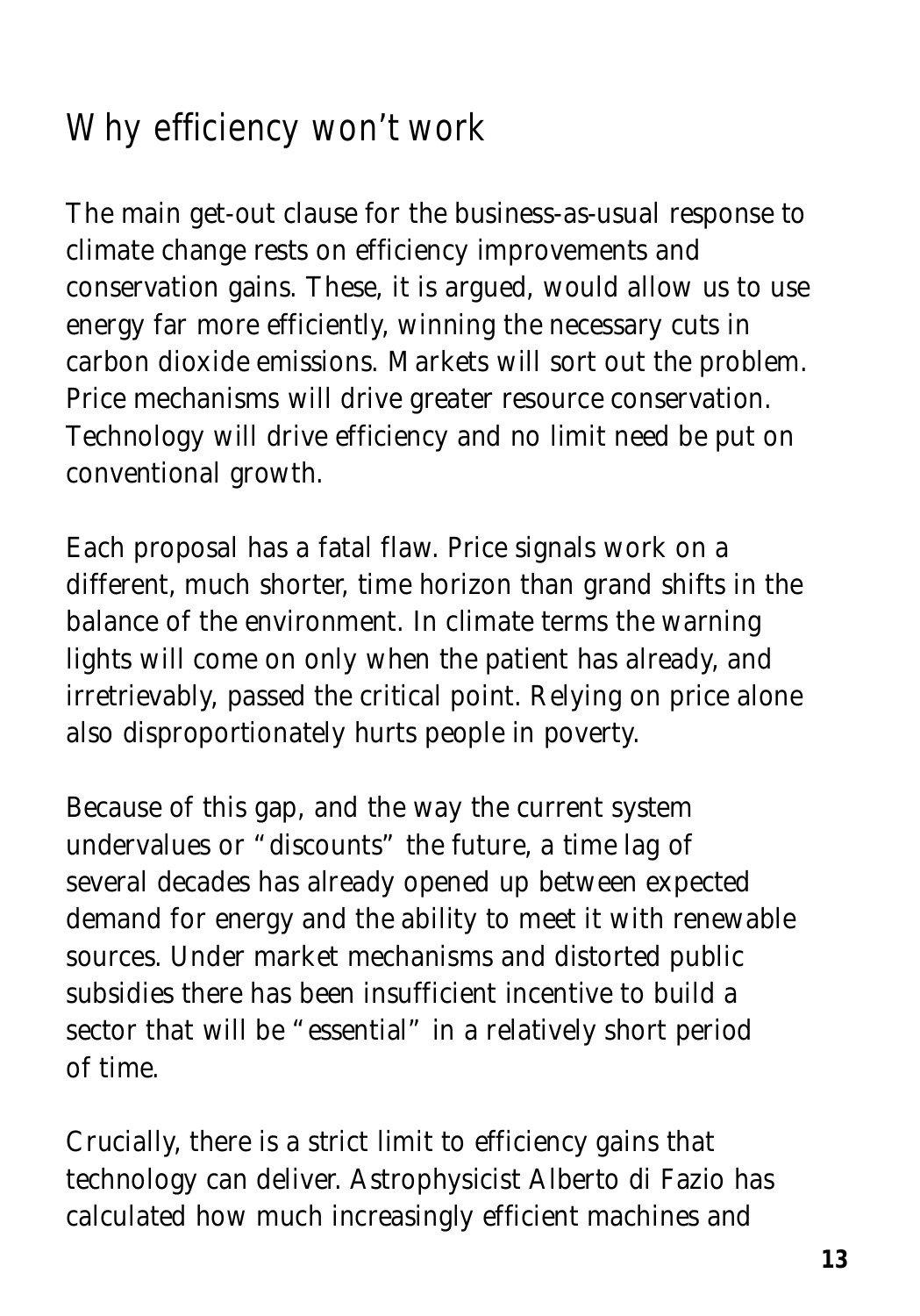## Why efficiency won't work

The main get-out clause for the business-as-usual response to climate change rests on efficiency improvements and conservation gains. These, it is argued, would allow us to use energy far more efficiently, winning the necessary cuts in carbon dioxide emissions. Markets will sort out the problem. Price mechanisms will drive greater resource conservation. Technology will drive efficiency and no limit need be put on conventional growth.

Each proposal has a fatal flaw. Price signals work on a different, much shorter, time horizon than grand shifts in the balance of the environment. In climate terms the warning lights will come on only when the patient has already, and irretrievably, passed the critical point. Relying on price alone also disproportionately hurts people in poverty.

Because of this gap, and the way the current system undervalues or "discounts" the future, a time lag of several decades has already opened up between expected demand for energy and the ability to meet it with renewable sources. Under market mechanisms and distorted public subsidies there has been insufficient incentive to build a sector that will be "essential" in a relatively short period of time.

Crucially, there is a strict limit to efficiency gains that technology can deliver. Astrophysicist Alberto di Fazio has calculated how much increasingly efficient machines and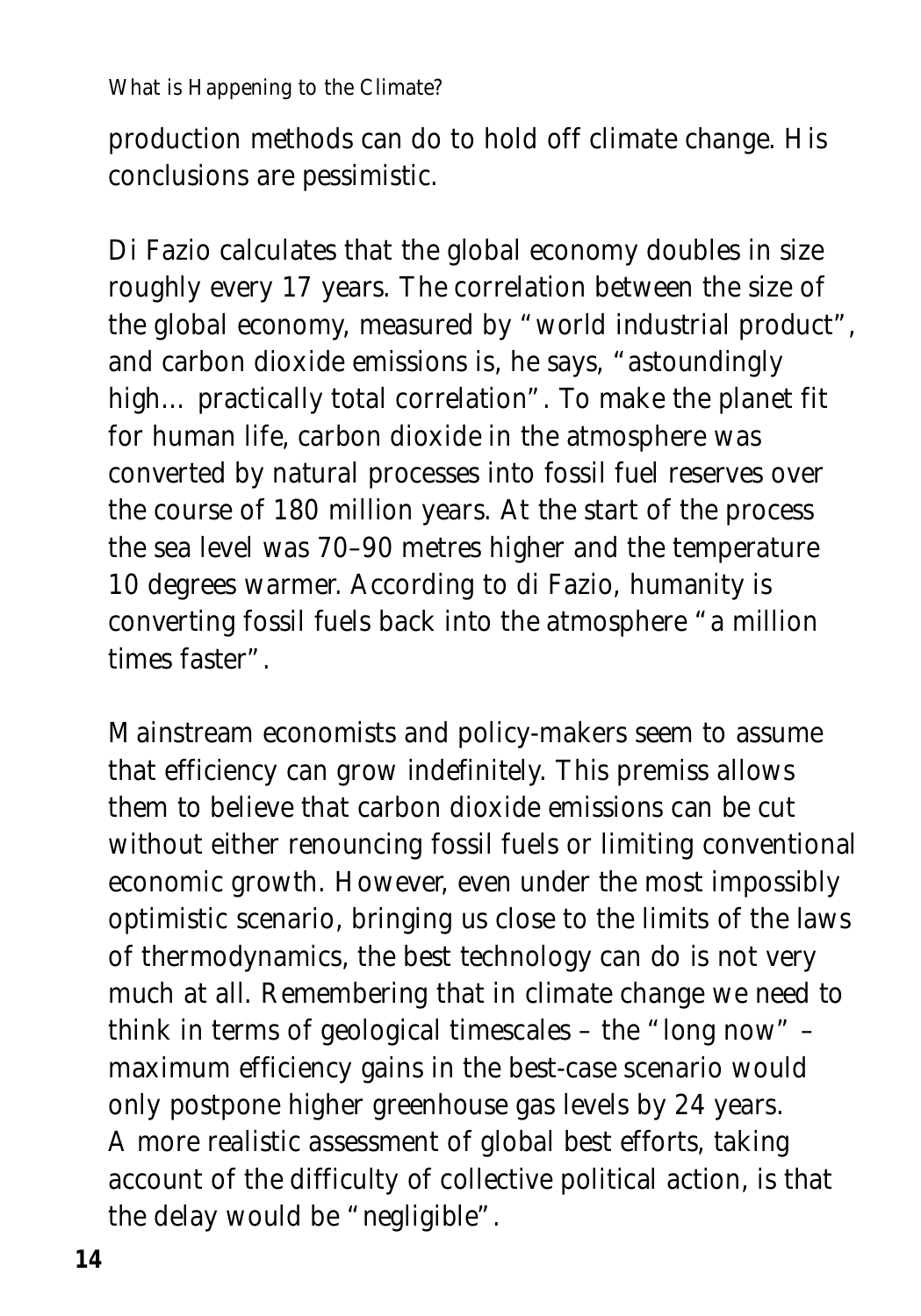production methods can do to hold off climate change. His conclusions are pessimistic.

Di Fazio calculates that the global economy doubles in size roughly every 17 years. The correlation between the size of the global economy, measured by "world industrial product", and carbon dioxide emissions is, he says, "astoundingly high… practically total correlation". To make the planet fit for human life, carbon dioxide in the atmosphere was converted by natural processes into fossil fuel reserves over the course of 180 million years. At the start of the process the sea level was 70–90 metres higher and the temperature 10 degrees warmer. According to di Fazio, humanity is converting fossil fuels back into the atmosphere "a million times faster".

Mainstream economists and policy-makers seem to assume that efficiency can grow indefinitely. This premiss allows them to believe that carbon dioxide emissions can be cut without either renouncing fossil fuels or limiting conventional economic growth. However, even under the most impossibly optimistic scenario, bringing us close to the limits of the laws of thermodynamics, the best technology can do is not very much at all. Remembering that in climate change we need to think in terms of geological timescales – the "long now" – maximum efficiency gains in the best-case scenario would only postpone higher greenhouse gas levels by 24 years. A more realistic assessment of global best efforts, taking account of the difficulty of collective political action, is that the delay would be "negligible".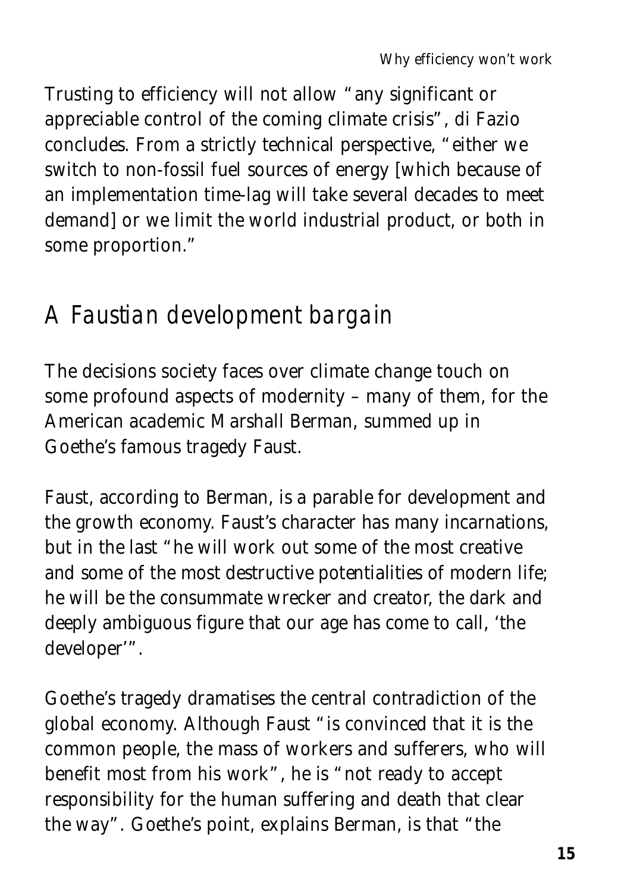Trusting to efficiency will not allow "any significant or appreciable control of the coming climate crisis", di Fazio concludes. From a strictly technical perspective, "either we switch to non-fossil fuel sources of energy [which because of an implementation time-lag will take several decades to meet demand] or we limit the world industrial product, or both in some proportion."

## A Faustian development bargain

The decisions society faces over climate change touch on some profound aspects of modernity – many of them, for the American academic Marshall Berman, summed up in Goethe's famous tragedy Faust.

Faust, according to Berman, is a parable for development and the growth economy. Faust's character has many incarnations, but in the last "he will work out some of the most creative and some of the most destructive potentialities of modern life; he will be the consummate wrecker and creator, the dark and deeply ambiguous figure that our age has come to call, 'the developer'".

Goethe's tragedy dramatises the central contradiction of the global economy. Although Faust "is convinced that it is the common people, the mass of workers and sufferers, who will benefit most from his work", he is "not ready to accept responsibility for the human suffering and death that clear the way". Goethe's point, explains Berman, is that "the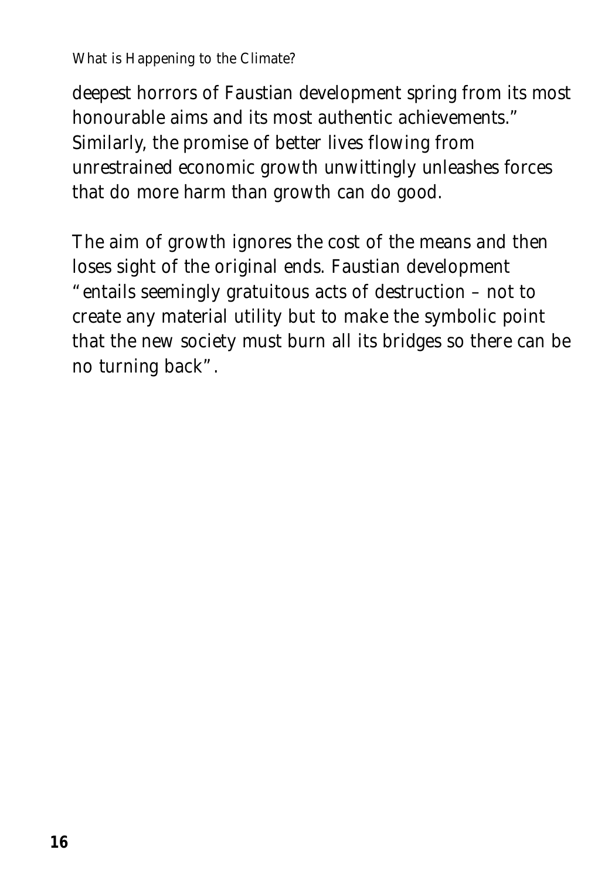deepest horrors of Faustian development spring from its most honourable aims and its most authentic achievements." Similarly, the promise of better lives flowing from unrestrained economic growth unwittingly unleashes forces that do more harm than growth can do good.

The aim of growth ignores the cost of the means and then loses sight of the original ends. Faustian development "entails seemingly gratuitous acts of destruction – not to create any material utility but to make the symbolic point that the new society must burn all its bridges so there can be no turning back".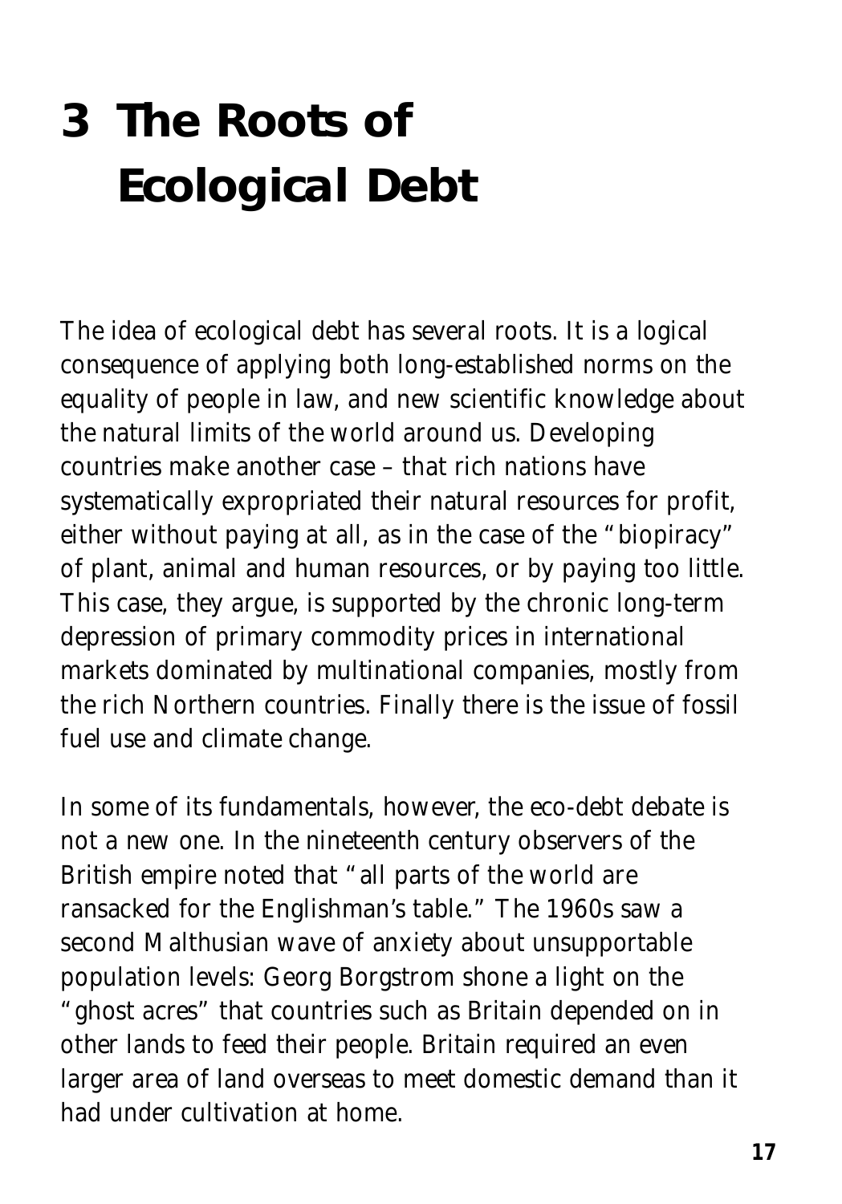# 3 The Roots of Ecological Debt

The idea of ecological debt has several roots. It is a logical consequence of applying both long-established norms on the equality of people in law, and new scientific knowledge about the natural limits of the world around us. Developing countries make another case – that rich nations have systematically expropriated their natural resources for profit, either without paying at all, as in the case of the "biopiracy" of plant, animal and human resources, or by paying too little. This case, they argue, is supported by the chronic long-term depression of primary commodity prices in international markets dominated by multinational companies, mostly from the rich Northern countries. Finally there is the issue of fossil fuel use and climate change.

In some of its fundamentals, however, the eco-debt debate is not a new one. In the nineteenth century observers of the British empire noted that "all parts of the world are ransacked for the Englishman's table." The 1960s saw a second Malthusian wave of anxiety about unsupportable population levels: Georg Borgstrom shone a light on the "ghost acres" that countries such as Britain depended on in other lands to feed their people. Britain required an even larger area of land overseas to meet domestic demand than it had under cultivation at home.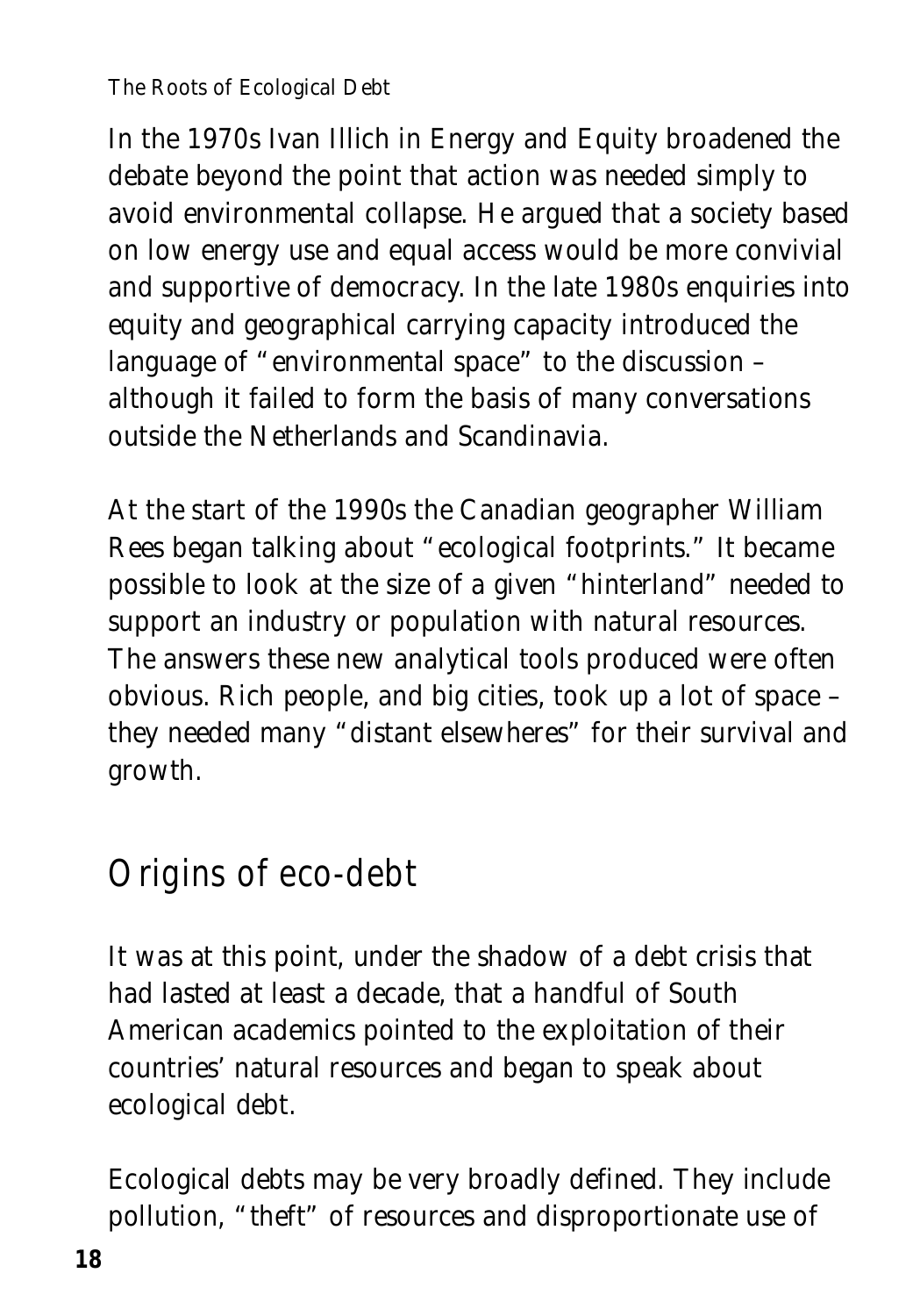In the 1970s Ivan Illich in Energy and Equity broadened the debate beyond the point that action was needed simply to avoid environmental collapse. He argued that a society based on low energy use and equal access would be more convivial and supportive of democracy. In the late 1980s enquiries into equity and geographical carrying capacity introduced the language of "environmental space" to the discussion – although it failed to form the basis of many conversations outside the Netherlands and Scandinavia.

At the start of the 1990s the Canadian geographer William Rees began talking about "ecological footprints." It became possible to look at the size of a given "hinterland" needed to support an industry or population with natural resources. The answers these new analytical tools produced were often obvious. Rich people, and big cities, took up a lot of space – they needed many "distant elsewheres" for their survival and growth.

## Origins of eco-debt

It was at this point, under the shadow of a debt crisis that had lasted at least a decade, that a handful of South American academics pointed to the exploitation of their countries' natural resources and began to speak about ecological debt.

Ecological debts may be very broadly defined. They include pollution, "theft" of resources and disproportionate use of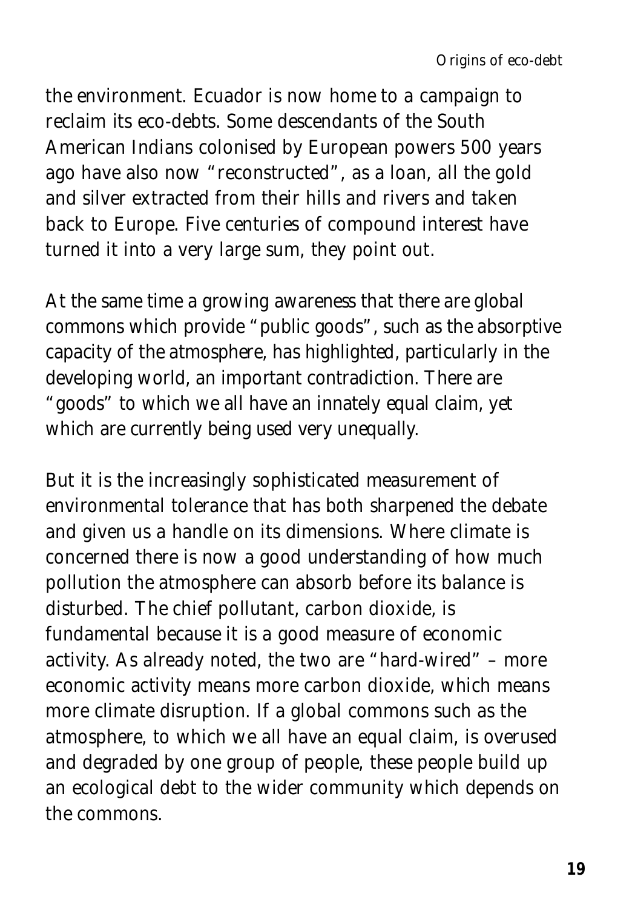the environment. Ecuador is now home to a campaign to reclaim its eco-debts. Some descendants of the South American Indians colonised by European powers 500 years ago have also now "reconstructed", as a loan, all the gold and silver extracted from their hills and rivers and taken back to Europe. Five centuries of compound interest have turned it into a very large sum, they point out.

At the same time a growing awareness that there are global commons which provide "public goods", such as the absorptive capacity of the atmosphere, has highlighted, particularly in the developing world, an important contradiction. There are "goods" to which we all have an innately equal claim, yet which are currently being used very unequally.

But it is the increasingly sophisticated measurement of environmental tolerance that has both sharpened the debate and given us a handle on its dimensions. Where climate is concerned there is now a good understanding of how much pollution the atmosphere can absorb before its balance is disturbed. The chief pollutant, carbon dioxide, is fundamental because it is a good measure of economic activity. As already noted, the two are "hard-wired" – more economic activity means more carbon dioxide, which means more climate disruption. If a global commons such as the atmosphere, to which we all have an equal claim, is overused and degraded by one group of people, these people build up an ecological debt to the wider community which depends on the commons.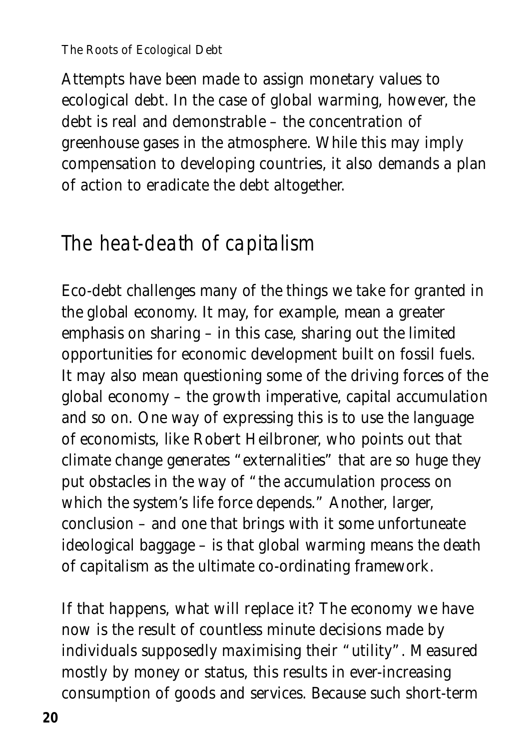Attempts have been made to assign monetary values to ecological debt. In the case of global warming, however, the debt is real and demonstrable – the concentration of greenhouse gases in the atmosphere. While this may imply compensation to developing countries, it also demands a plan of action to eradicate the debt altogether.

## *The heat-death of capitalism*

Eco-debt challenges many of the things we take for granted in the global economy. It may, for example, mean a greater emphasis on sharing – in this case, sharing out the limited opportunities for economic development built on fossil fuels. It may also mean questioning some of the driving forces of the global economy – the growth imperative, capital accumulation and so on. One way of expressing this is to use the language of economists, like Robert Heilbroner, who points out that climate change generates "externalities" that are so huge they put obstacles in the way of "the accumulation process on which the system's life force depends." Another, larger, conclusion – and one that brings with it some unfortuneate ideological baggage – is that global warming means the death of capitalism as the ultimate co-ordinating framework.

If that happens, what will replace it? The economy we have now is the result of countless minute decisions made by individuals supposedly maximising their "utility". Measured mostly by money or status, this results in ever-increasing consumption of goods and services. Because such short-term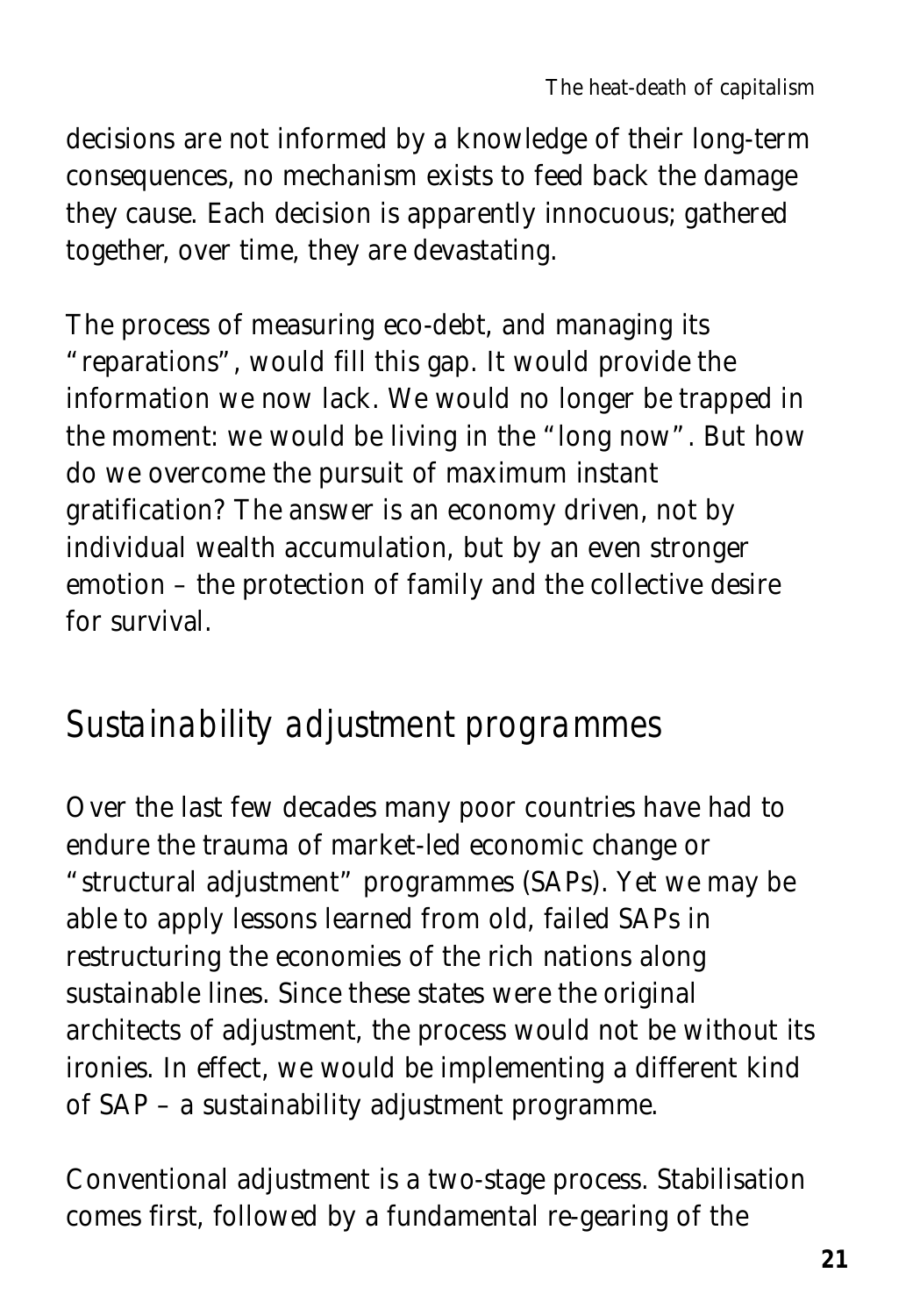decisions are not informed by a knowledge of their long-term consequences, no mechanism exists to feed back the damage they cause. Each decision is apparently innocuous; gathered together, over time, they are devastating.

The process of measuring eco-debt, and managing its "reparations", would fill this gap. It would provide the information we now lack. We would no longer be trapped in the moment: we would be living in the "long now". But how do we overcome the pursuit of maximum instant gratification? The answer is an economy driven, not by individual wealth accumulation, but by an even stronger emotion – the protection of family and the collective desire for survival.

## *Sustainability adjustment programmes*

Over the last few decades many poor countries have had to endure the trauma of market-led economic change or "structural adjustment" programmes (SAPs). Yet we may be able to apply lessons learned from old, failed SAPs in restructuring the economies of the rich nations along sustainable lines. Since these states were the original architects of adjustment, the process would not be without its ironies. In effect, we would be implementing a different kind of SAP – a sustainability adjustment programme.

Conventional adjustment is a two-stage process. Stabilisation comes first, followed by a fundamental re-gearing of the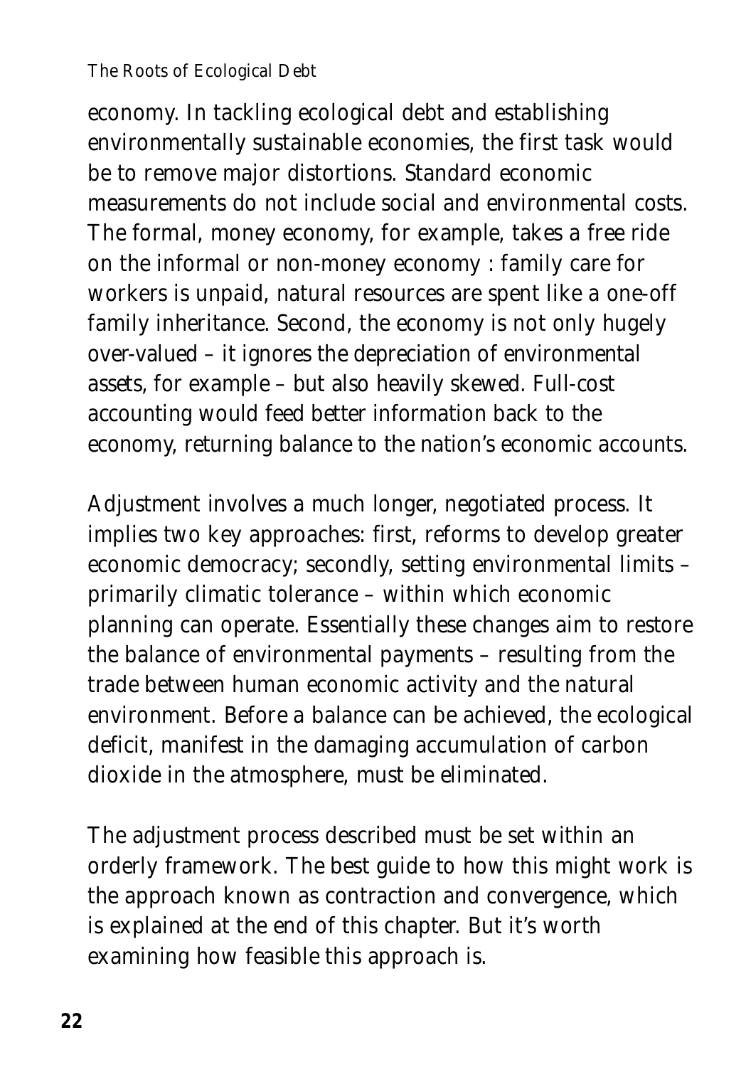economy. In tackling ecological debt and establishing environmentally sustainable economies, the first task would be to remove major distortions. Standard economic measurements do not include social and environmental costs. The formal, money economy, for example, takes a free ride on the informal or non-money economy : family care for workers is unpaid, natural resources are spent like a one-off family inheritance. Second, the economy is not only hugely over-valued – it ignores the depreciation of environmental assets, for example – but also heavily skewed. Full-cost accounting would feed better information back to the economy, returning balance to the nation's economic accounts.

Adjustment involves a much longer, negotiated process. It implies two key approaches: first, reforms to develop greater economic democracy; secondly, setting environmental limits – primarily climatic tolerance – within which economic planning can operate. Essentially these changes aim to restore the balance of environmental payments – resulting from the trade between human economic activity and the natural environment. Before a balance can be achieved, the ecological deficit, manifest in the damaging accumulation of carbon dioxide in the atmosphere, must be eliminated.

The adjustment process described must be set within an orderly framework. The best guide to how this might work is the approach known as contraction and convergence, which is explained at the end of this chapter. But it's worth examining how feasible this approach is.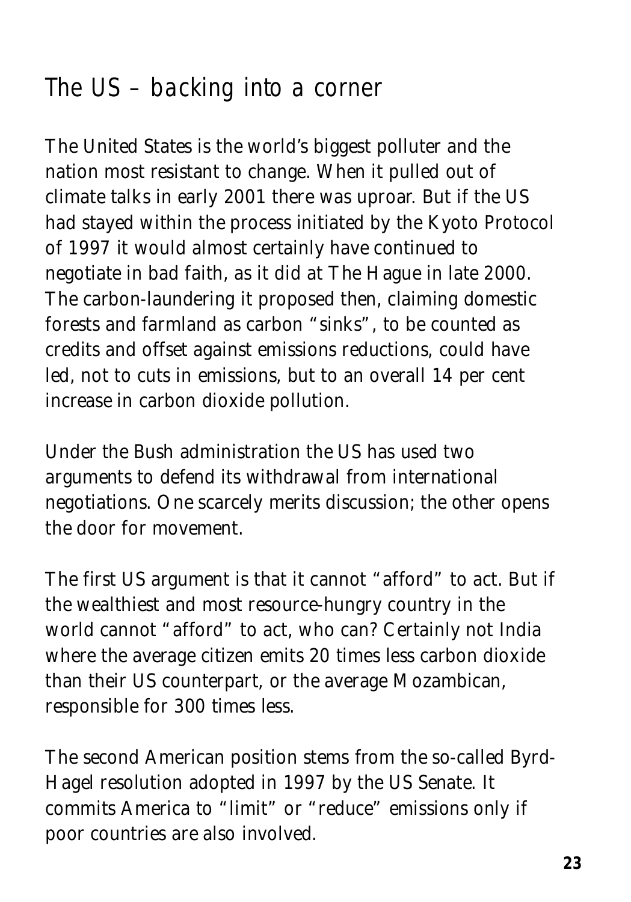## The US – backing into a corner

The United States is the world's biggest polluter and the nation most resistant to change. When it pulled out of climate talks in early 2001 there was uproar. But if the US had stayed within the process initiated by the Kyoto Protocol of 1997 it would almost certainly have continued to negotiate in bad faith, as it did at The Hague in late 2000. The carbon-laundering it proposed then, claiming domestic forests and farmland as carbon "sinks", to be counted as credits and offset against emissions reductions, could have led, not to cuts in emissions, but to an overall 14 per cent increase in carbon dioxide pollution.

Under the Bush administration the US has used two arguments to defend its withdrawal from international negotiations. One scarcely merits discussion; the other opens the door for movement.

The first US argument is that it cannot "afford" to act. But if the wealthiest and most resource-hungry country in the world cannot "afford" to act, who can? Certainly not India where the average citizen emits 20 times less carbon dioxide than their US counterpart, or the average Mozambican, responsible for 300 times less.

The second American position stems from the so-called Byrd-Hagel resolution adopted in 1997 by the US Senate. It commits America to "limit" or "reduce" emissions only if poor countries are also involved.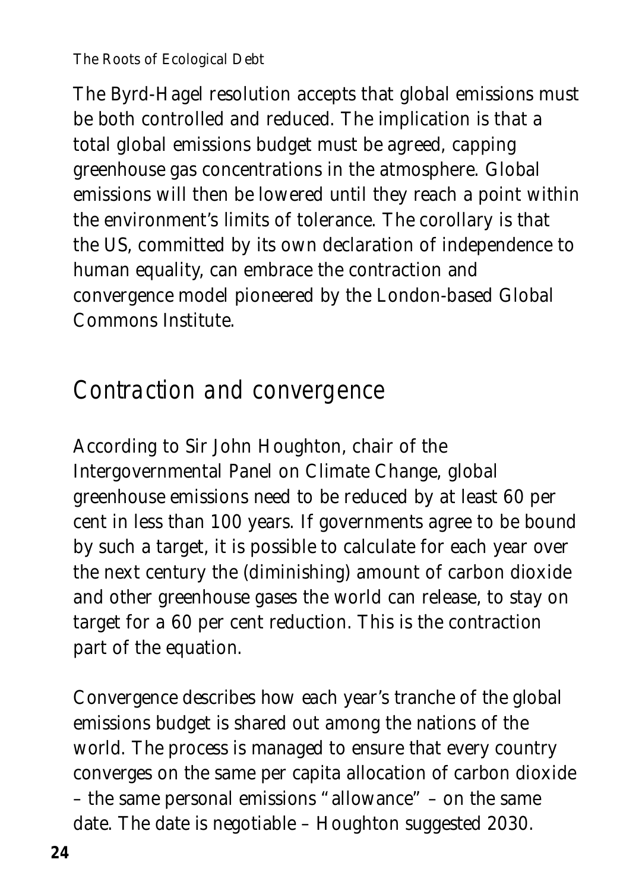The Byrd-Hagel resolution accepts that global emissions must be both controlled and reduced. The implication is that a total global emissions budget must be agreed, capping greenhouse gas concentrations in the atmosphere. Global emissions will then be lowered until they reach a point within the environment's limits of tolerance. The corollary is that the US, committed by its own declaration of independence to human equality, can embrace the contraction and convergence model pioneered by the London-based Global Commons Institute.

## Contraction and convergence

According to Sir John Houghton, chair of the Intergovernmental Panel on Climate Change, global greenhouse emissions need to be reduced by at least 60 per cent in less than 100 years. If governments agree to be bound by such a target, it is possible to calculate for each year over the next century the (diminishing) amount of carbon dioxide and other greenhouse gases the world can release, to stay on target for a 60 per cent reduction. This is the contraction part of the equation.

Convergence describes how each year's tranche of the global emissions budget is shared out among the nations of the world. The process is managed to ensure that every country converges on the same per capita allocation of carbon dioxide – the same personal emissions "allowance" – on the same date. The date is negotiable – Houghton suggested 2030.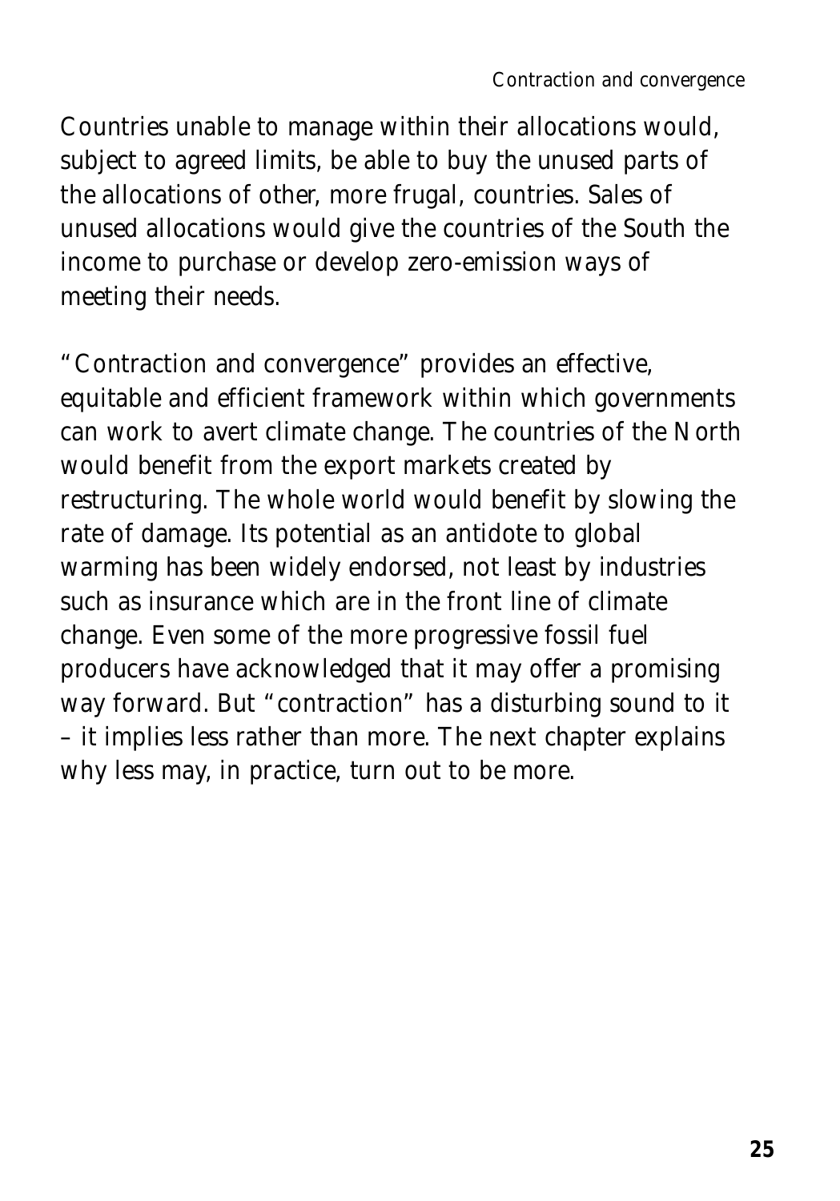Countries unable to manage within their allocations would, subject to agreed limits, be able to buy the unused parts of the allocations of other, more frugal, countries. Sales of unused allocations would give the countries of the South the income to purchase or develop zero-emission ways of meeting their needs.

"Contraction and convergence" provides an effective, equitable and efficient framework within which governments can work to avert climate change. The countries of the North would benefit from the export markets created by restructuring. The whole world would benefit by slowing the rate of damage. Its potential as an antidote to global warming has been widely endorsed, not least by industries such as insurance which are in the front line of climate change. Even some of the more progressive fossil fuel producers have acknowledged that it may offer a promising way forward. But "contraction" has a disturbing sound to it – it implies less rather than more. The next chapter explains why less may, in practice, turn out to be more.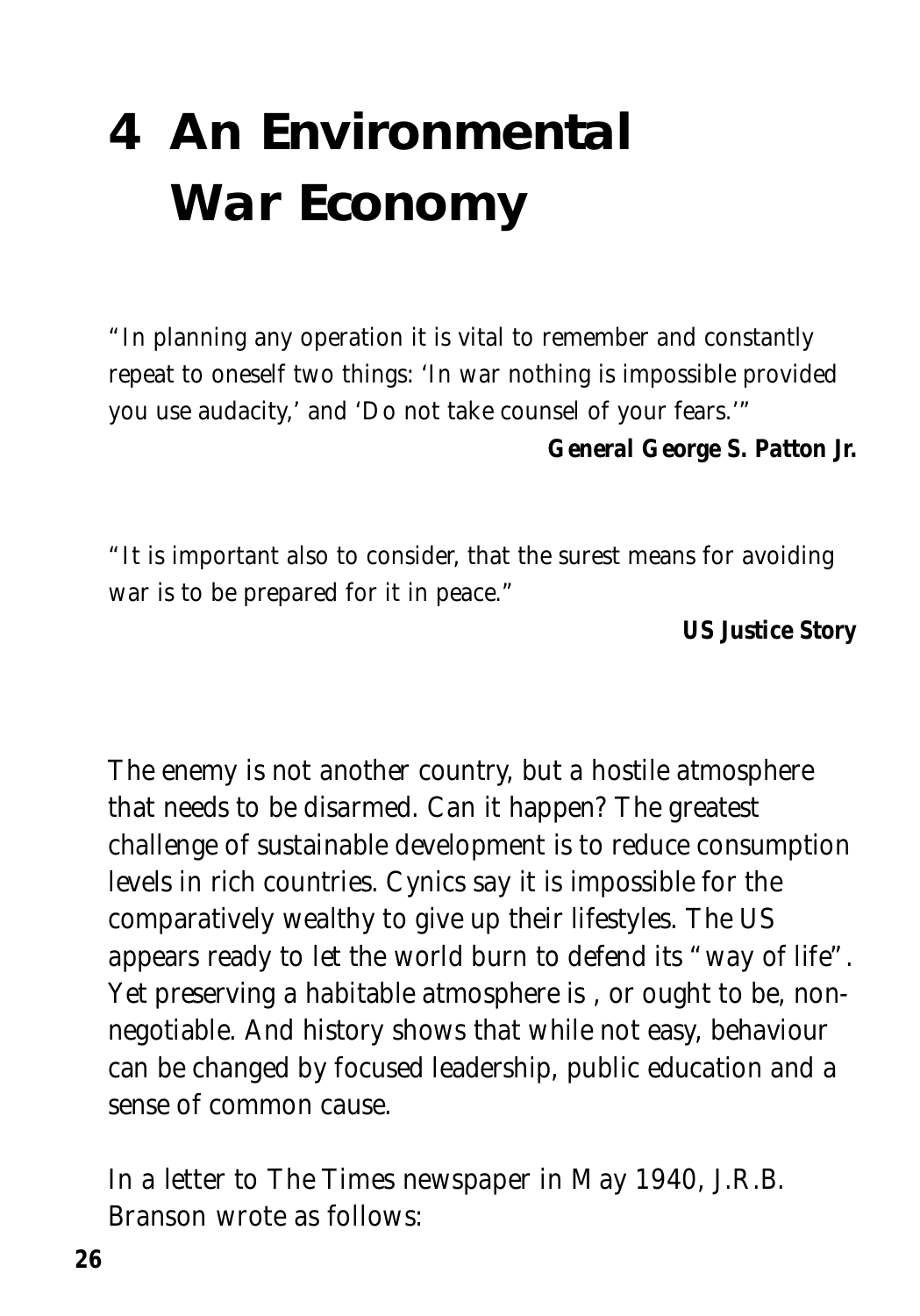# 4 An Environmental War Economy

*"In planning any operation it is vital to remember and constantly repeat to oneself two things: 'In war nothing is impossible provided you use audacity,' and 'Do not take counsel of your fears.'"*

**General George S. Patton Jr.**

*"It is important also to consider, that the surest means for avoiding war is to be prepared for it in peace."*

**US Justice Story**

The enemy is not another country, but a hostile atmosphere that needs to be disarmed. Can it happen? The greatest challenge of sustainable development is to reduce consumption levels in rich countries. Cynics say it is impossible for the comparatively wealthy to give up their lifestyles. The US appears ready to let the world burn to defend its "way of life". Yet preserving a habitable atmosphere is , or ought to be, non-negotiable. And history shows that while not easy, behaviour can be changed by focused leadership, public education and a sense of common cause.

In a letter to The Times newspaper in May 1940, J.R.B. Branson wrote as follows: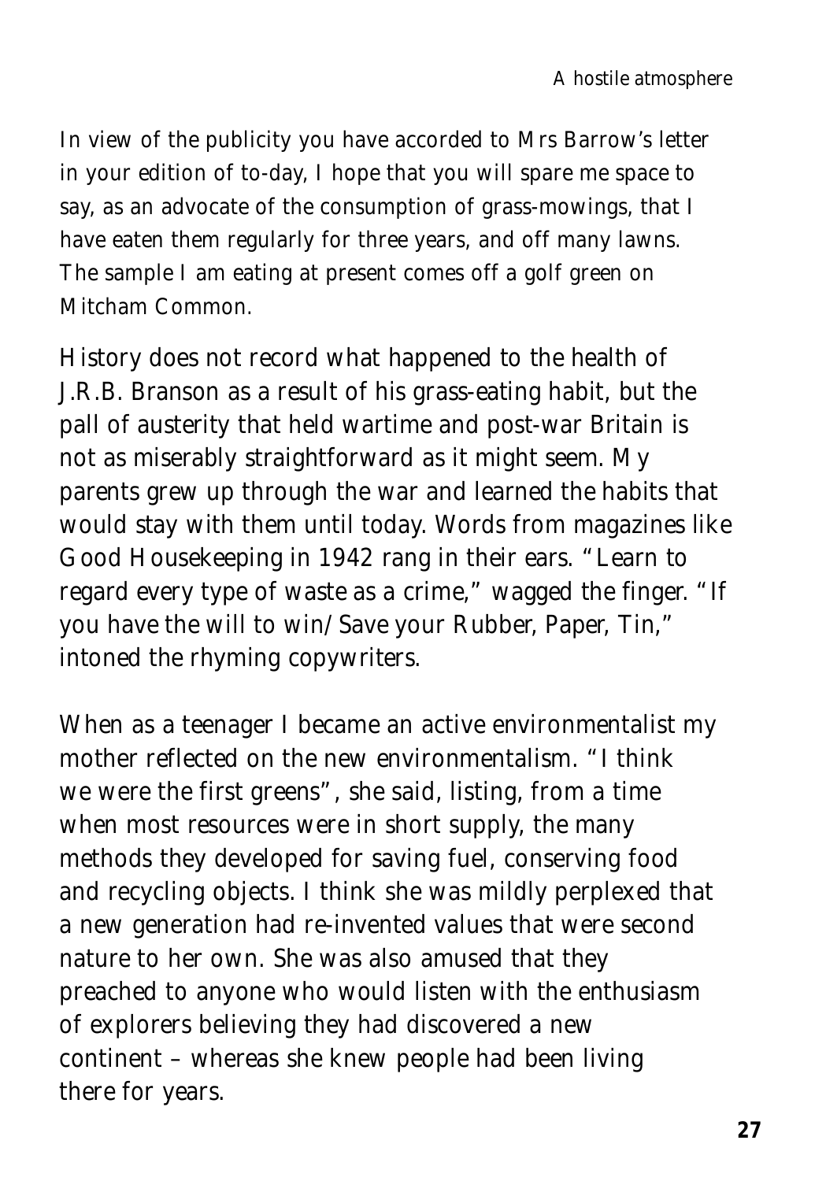In view of the publicity you have accorded to Mrs Barrow's letter in your edition of to-day, I hope that you will spare me space to say, as an advocate of the consumption of grass-mowings, that I have eaten them regularly for three years, and off many lawns. The sample I am eating at present comes off a golf green on Mitcham Common.

History does not record what happened to the health of J.R.B. Branson as a result of his grass-eating habit, but the pall of austerity that held wartime and post-war Britain is not as miserably straightforward as it might seem. My parents grew up through the war and learned the habits that would stay with them until today. Words from magazines like Good Housekeeping in 1942 rang in their ears. "Learn to regard every type of waste as a crime," wagged the finger. "If you have the will to win/Save your Rubber, Paper, Tin," intoned the rhyming copywriters.

When as a teenager I became an active environmentalist my mother reflected on the new environmentalism. "I think we were the first greens", she said, listing, from a time when most resources were in short supply, the many methods they developed for saving fuel, conserving food and recycling objects. I think she was mildly perplexed that a new generation had re-invented values that were second nature to her own. She was also amused that they preached to anyone who would listen with the enthusiasm of explorers believing they had discovered a new continent – whereas she knew people had been living there for years.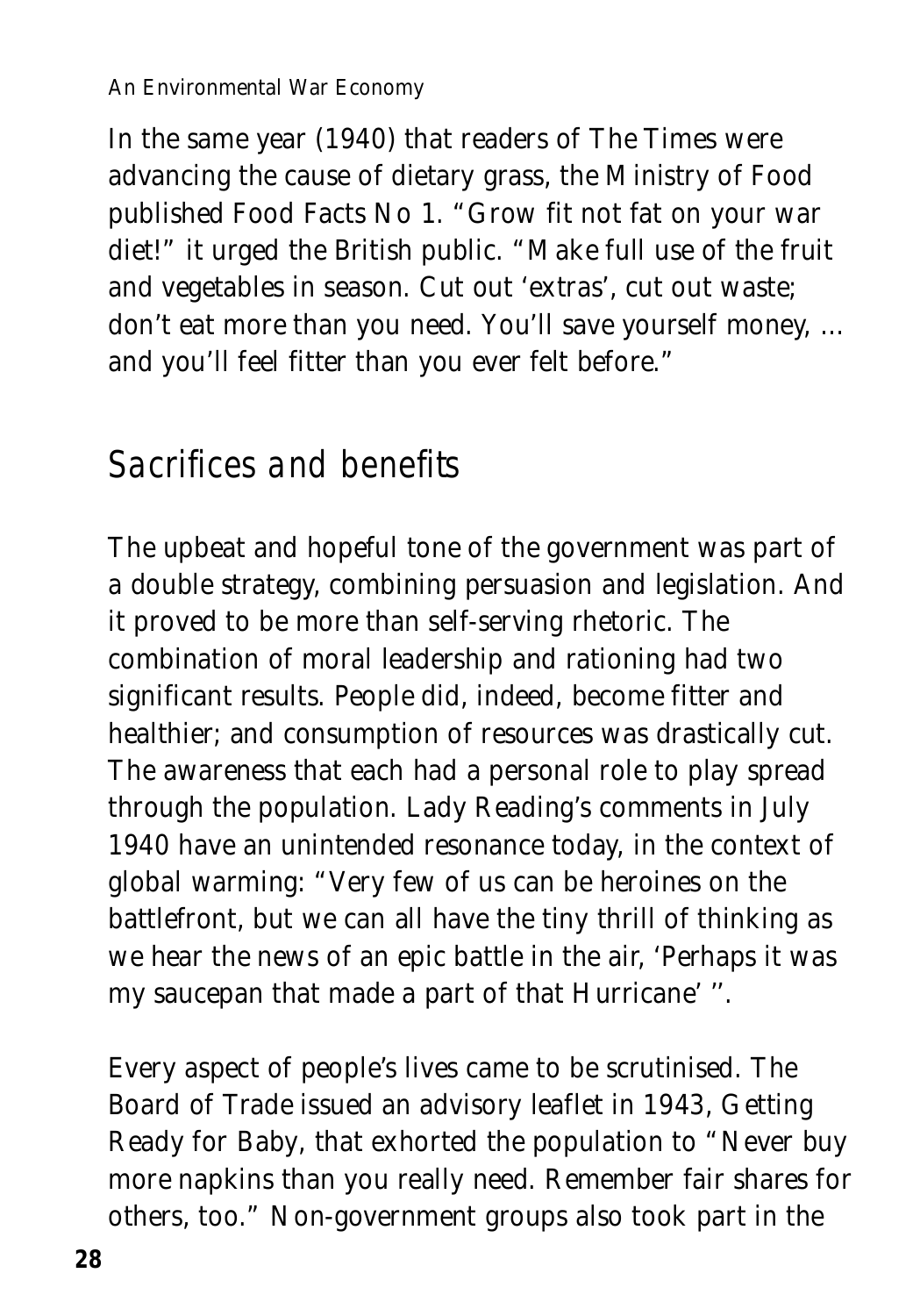In the same year (1940) that readers of The Times were advancing the cause of dietary grass, the Ministry of Food published Food Facts No 1. "Grow fit not fat on your war diet!" it urged the British public. "Make full use of the fruit and vegetables in season. Cut out 'extras', cut out waste; don't eat more than you need. You'll save yourself money, ... and you'll feel fitter than you ever felt before."

## Sacrifices and benefits

The upbeat and hopeful tone of the government was part of a double strategy, combining persuasion and legislation. And it proved to be more than self-serving rhetoric. The combination of moral leadership and rationing had two significant results. People did, indeed, become fitter and healthier; and consumption of resources was drastically cut. The awareness that each had a personal role to play spread through the population. Lady Reading's comments in July 1940 have an unintended resonance today, in the context of global warming: "Very few of us can be heroines on the battlefront, but we can all have the tiny thrill of thinking as we hear the news of an epic battle in the air, 'Perhaps it was my saucepan that made a part of that Hurricane' ".

Every aspect of people's lives came to be scrutinised. The Board of Trade issued an advisory leaflet in 1943, Getting Ready for Baby, that exhorted the population to "Never buy more napkins than you really need. Remember fair shares for others, too." Non-government groups also took part in the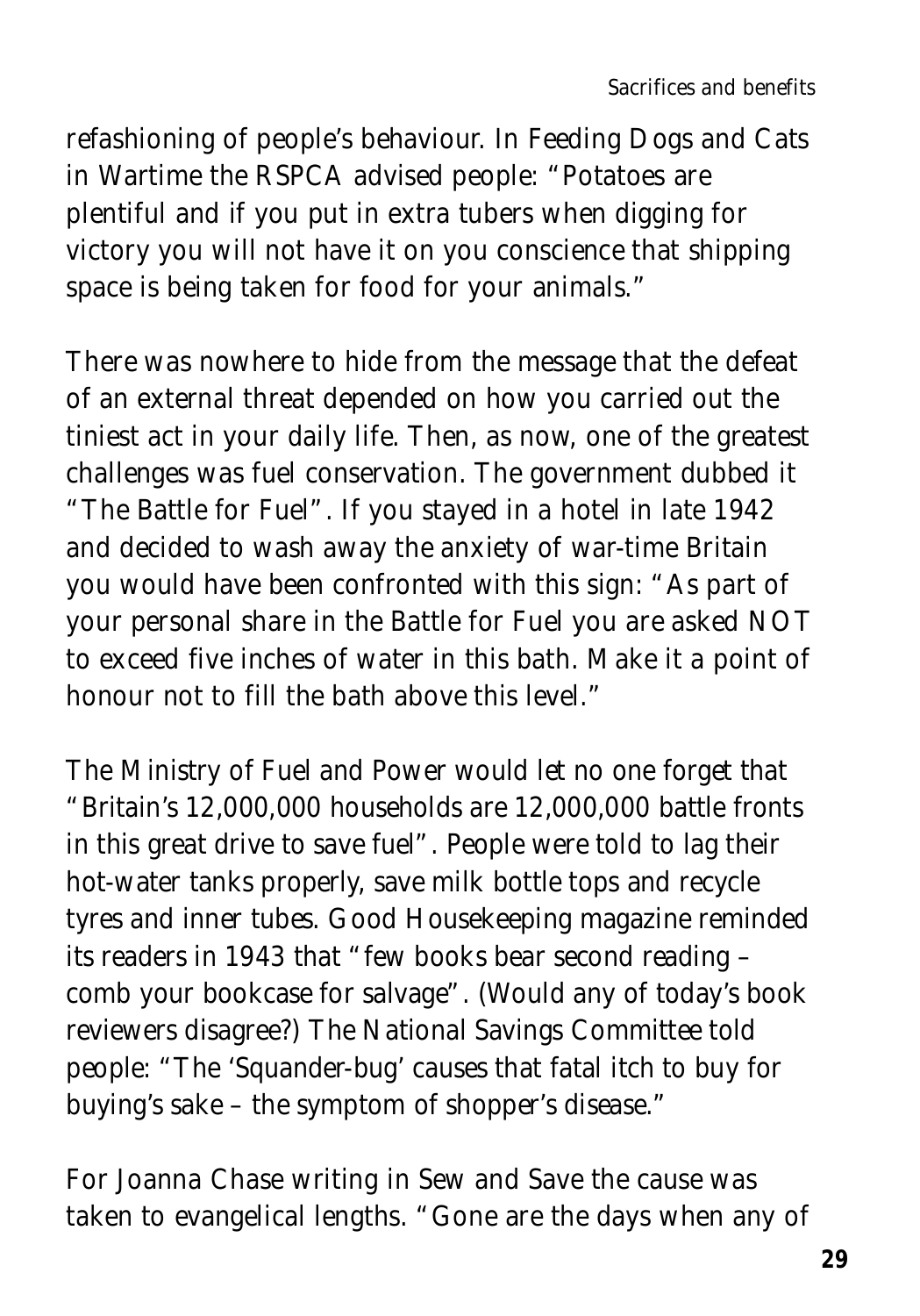refashioning of people's behaviour. In Feeding Dogs and Cats in Wartime the RSPCA advised people: "Potatoes are plentiful and if you put in extra tubers when digging for victory you will not have it on you conscience that shipping space is being taken for food for your animals."

There was nowhere to hide from the message that the defeat of an external threat depended on how you carried out the tiniest act in your daily life. Then, as now, one of the greatest challenges was fuel conservation. The government dubbed it "The Battle for Fuel". If you stayed in a hotel in late 1942 and decided to wash away the anxiety of war-time Britain you would have been confronted with this sign: "As part of your personal share in the Battle for Fuel you are asked NOT to exceed five inches of water in this bath. Make it a point of honour not to fill the bath above this level."

The Ministry of Fuel and Power would let no one forget that "Britain's 12,000,000 households are 12,000,000 battle fronts in this great drive to save fuel". People were told to lag their hot-water tanks properly, save milk bottle tops and recycle tyres and inner tubes. Good Housekeeping magazine reminded its readers in 1943 that "few books bear second reading – comb your bookcase for salvage". (Would any of today's book reviewers disagree?) The National Savings Committee told people: "The 'Squander-bug' causes that fatal itch to buy for buying's sake – the symptom of shopper's disease."

For Joanna Chase writing in Sew and Save the cause was taken to evangelical lengths. "Gone are the days when any of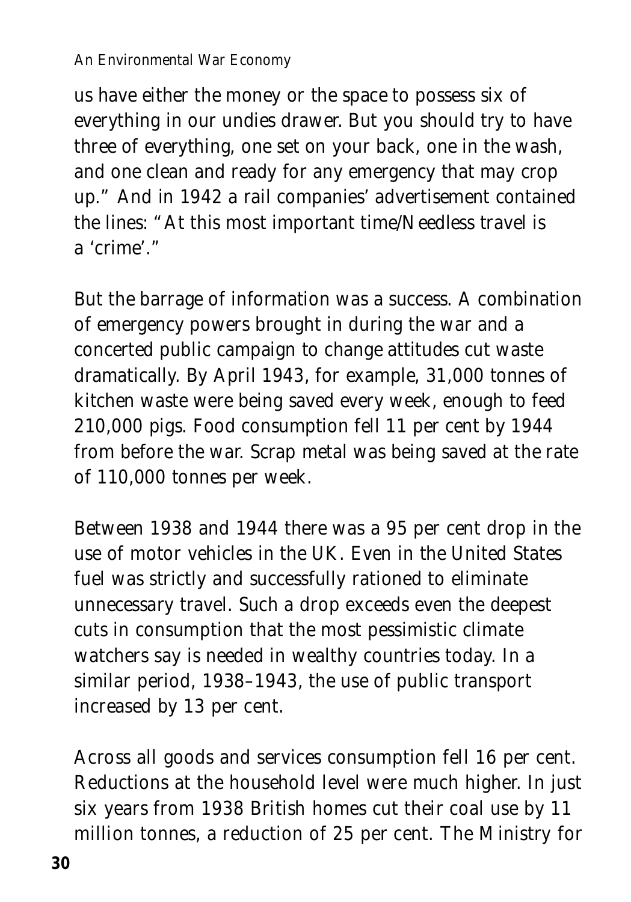us have either the money or the space to possess six of everything in our undies drawer. But you should try to have three of everything, one set on your back, one in the wash, and one clean and ready for any emergency that may crop up." And in 1942 a rail companies' advertisement contained the lines: "At this most important time/Needless travel is a 'crime'."

But the barrage of information was a success. A combination of emergency powers brought in during the war and a concerted public campaign to change attitudes cut waste dramatically. By April 1943, for example, 31,000 tonnes of kitchen waste were being saved every week, enough to feed 210,000 pigs. Food consumption fell 11 per cent by 1944 from before the war. Scrap metal was being saved at the rate of 110,000 tonnes per week.

Between 1938 and 1944 there was a 95 per cent drop in the use of motor vehicles in the UK. Even in the United States fuel was strictly and successfully rationed to eliminate unnecessary travel. Such a drop exceeds even the deepest cuts in consumption that the most pessimistic climate watchers say is needed in wealthy countries today. In a similar period, 1938–1943, the use of public transport increased by 13 per cent.

Across all goods and services consumption fell 16 per cent. Reductions at the household level were much higher. In just six years from 1938 British homes cut their coal use by 11 million tonnes, a reduction of 25 per cent. The Ministry for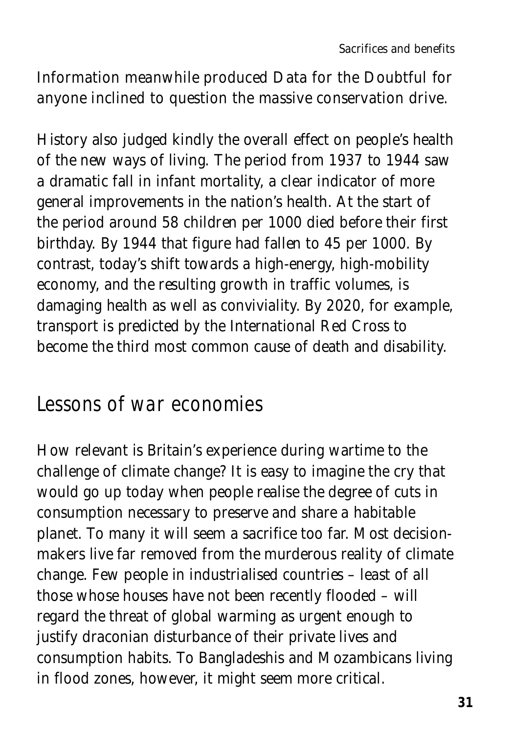Information meanwhile produced Data for the Doubtful for anyone inclined to question the massive conservation drive.

History also judged kindly the overall effect on people's health of the new ways of living. The period from 1937 to 1944 saw a dramatic fall in infant mortality, a clear indicator of more general improvements in the nation's health. At the start of the period around 58 children per 1000 died before their first birthday. By 1944 that figure had fallen to 45 per 1000. By contrast, today's shift towards a high-energy, high-mobility economy, and the resulting growth in traffic volumes, is damaging health as well as conviviality. By 2020, for example, transport is predicted by the International Red Cross to become the third most common cause of death and disability.

## Lessons of war economies

How relevant is Britain's experience during wartime to the challenge of climate change? It is easy to imagine the cry that would go up today when people realise the degree of cuts in consumption necessary to preserve and share a habitable planet. To many it will seem a sacrifice too far. Most decision-makers live far removed from the murderous reality of climate change. Few people in industrialised countries – least of all those whose houses have not been recently flooded – will regard the threat of global warming as urgent enough to justify draconian disturbance of their private lives and consumption habits. To Bangladeshis and Mozambicans living in flood zones, however, it might seem more critical.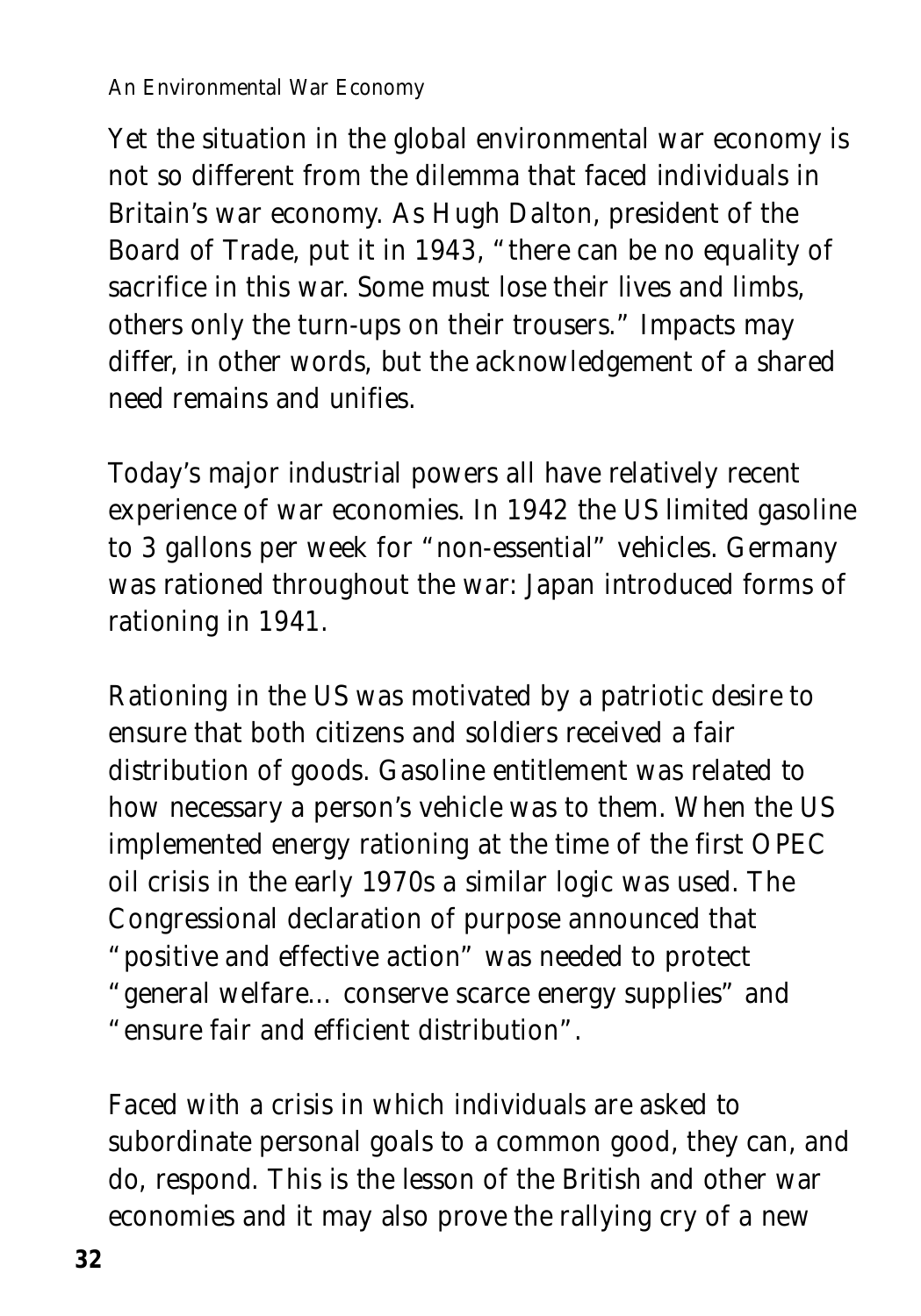Yet the situation in the global environmental war economy is not so different from the dilemma that faced individuals in Britain's war economy. As Hugh Dalton, president of the Board of Trade, put it in 1943, "there can be no equality of sacrifice in this war. Some must lose their lives and limbs, others only the turn-ups on their trousers." Impacts may differ, in other words, but the acknowledgement of a shared need remains and unifies.

Today's major industrial powers all have relatively recent experience of war economies. In 1942 the US limited gasoline to 3 gallons per week for "non-essential" vehicles. Germany was rationed throughout the war: Japan introduced forms of rationing in 1941.

Rationing in the US was motivated by a patriotic desire to ensure that both citizens and soldiers received a fair distribution of goods. Gasoline entitlement was related to how necessary a person's vehicle was to them. When the US implemented energy rationing at the time of the first OPEC oil crisis in the early 1970s a similar logic was used. The Congressional declaration of purpose announced that "positive and effective action" was needed to protect "general welfare… conserve scarce energy supplies" and "ensure fair and efficient distribution".

Faced with a crisis in which individuals are asked to subordinate personal goals to a common good, they can, and do, respond. This is the lesson of the British and other war economies and it may also prove the rallying cry of a new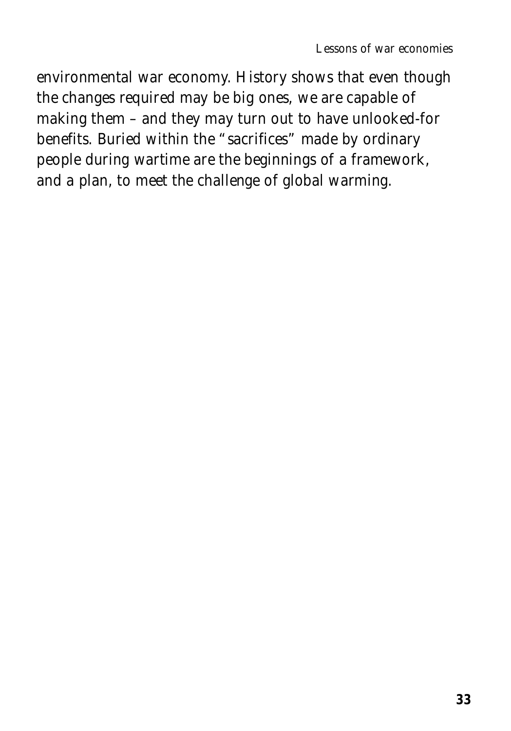environmental war economy. History shows that even though the changes required may be big ones, we are capable of making them – and they may turn out to have unlooked-for benefits. Buried within the "sacrifices" made by ordinary people during wartime are the beginnings of a framework, and a plan, to meet the challenge of global warming.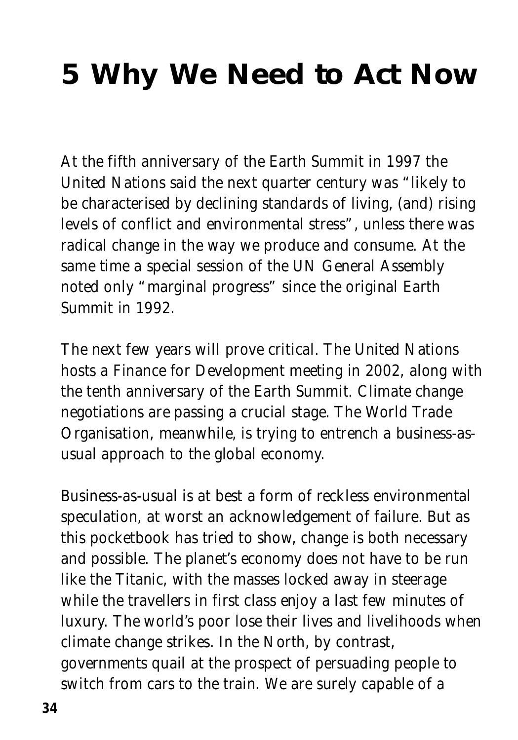# 5 Why We Need to Act Now

At the fifth anniversary of the Earth Summit in 1997 the United Nations said the next quarter century was "likely to be characterised by declining standards of living, (and) rising levels of conflict and environmental stress", unless there was radical change in the way we produce and consume. At the same time a special session of the UN General Assembly noted only "marginal progress" since the original Earth Summit in 1992.

The next few years will prove critical. The United Nations hosts a Finance for Development meeting in 2002, along with the tenth anniversary of the Earth Summit. Climate change negotiations are passing a crucial stage. The World Trade Organisation, meanwhile, is trying to entrench a business-as-usual approach to the global economy.

Business-as-usual is at best a form of reckless environmental speculation, at worst an acknowledgement of failure. But as this pocketbook has tried to show, change is both necessary and possible. The planet's economy does not have to be run like the Titanic, with the masses locked away in steerage while the travellers in first class enjoy a last few minutes of luxury. The world's poor lose their lives and livelihoods when climate change strikes. In the North, by contrast, governments quail at the prospect of persuading people to switch from cars to the train. We are surely capable of a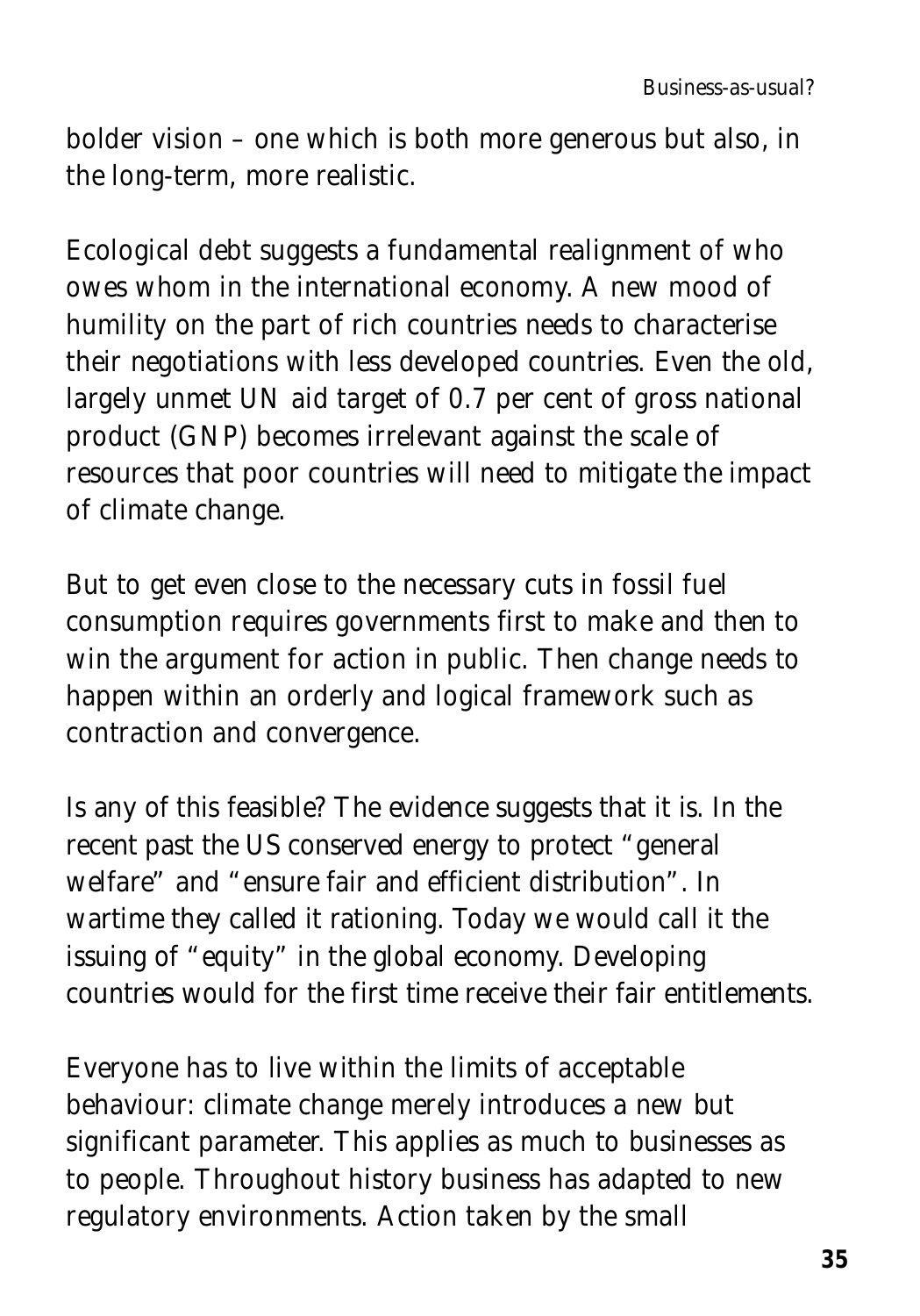bolder vision – one which is both more generous but also, in the long-term, more realistic.

Ecological debt suggests a fundamental realignment of who owes whom in the international economy. A new mood of humility on the part of rich countries needs to characterise their negotiations with less developed countries. Even the old, largely unmet UN aid target of 0.7 per cent of gross national product (GNP) becomes irrelevant against the scale of resources that poor countries will need to mitigate the impact of climate change.

But to get even close to the necessary cuts in fossil fuel consumption requires governments first to make and then to win the argument for action in public. Then change needs to happen within an orderly and logical framework such as contraction and convergence.

Is any of this feasible? The evidence suggests that it is. In the recent past the US conserved energy to protect "general welfare" and "ensure fair and efficient distribution". In wartime they called it rationing. Today we would call it the issuing of "equity" in the global economy. Developing countries would for the first time receive their fair entitlements.

Everyone has to live within the limits of acceptable behaviour: climate change merely introduces a new but significant parameter. This applies as much to businesses as to people. Throughout history business has adapted to new regulatory environments. Action taken by the small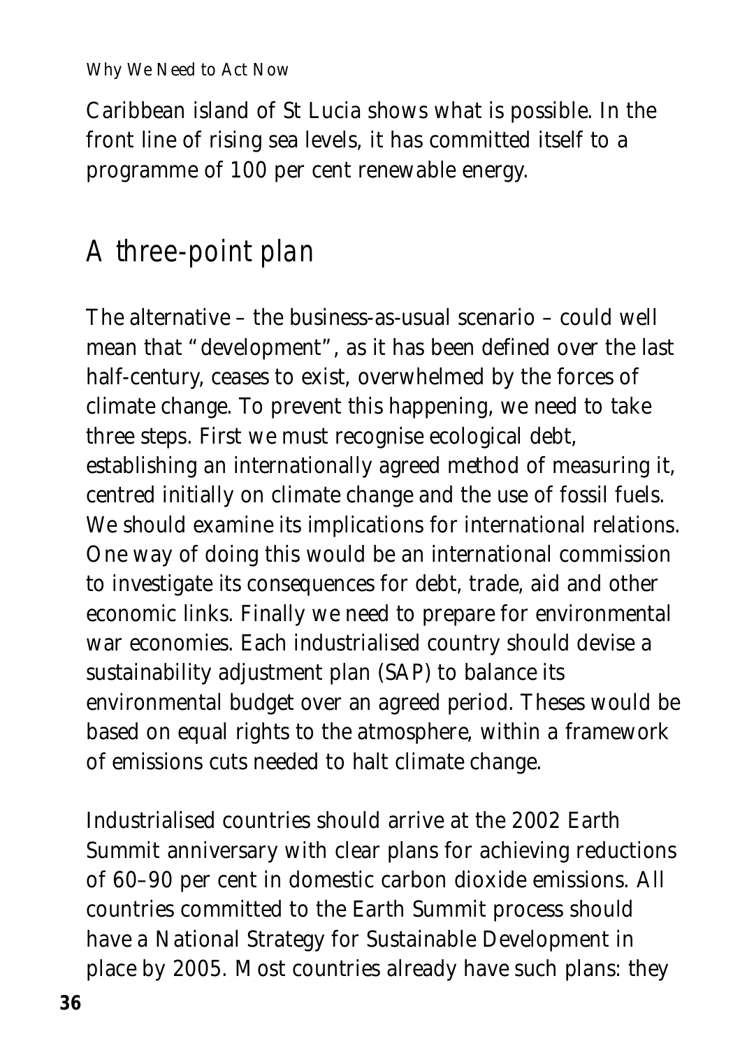Caribbean island of St Lucia shows what is possible. In the front line of rising sea levels, it has committed itself to a programme of 100 per cent renewable energy.

## A three-point plan

The alternative – the business-as-usual scenario – could well mean that "development", as it has been defined over the last half-century, ceases to exist, overwhelmed by the forces of climate change. To prevent this happening, we need to take three steps. First we must recognise ecological debt, establishing an internationally agreed method of measuring it, centred initially on climate change and the use of fossil fuels. We should examine its implications for international relations. One way of doing this would be an international commission to investigate its consequences for debt, trade, aid and other economic links. Finally we need to prepare for environmental war economies. Each industrialised country should devise a sustainability adjustment plan (SAP) to balance its environmental budget over an agreed period. Theses would be based on equal rights to the atmosphere, within a framework of emissions cuts needed to halt climate change.

Industrialised countries should arrive at the 2002 Earth Summit anniversary with clear plans for achieving reductions of 60–90 per cent in domestic carbon dioxide emissions. All countries committed to the Earth Summit process should have a National Strategy for Sustainable Development in place by 2005. Most countries already have such plans: they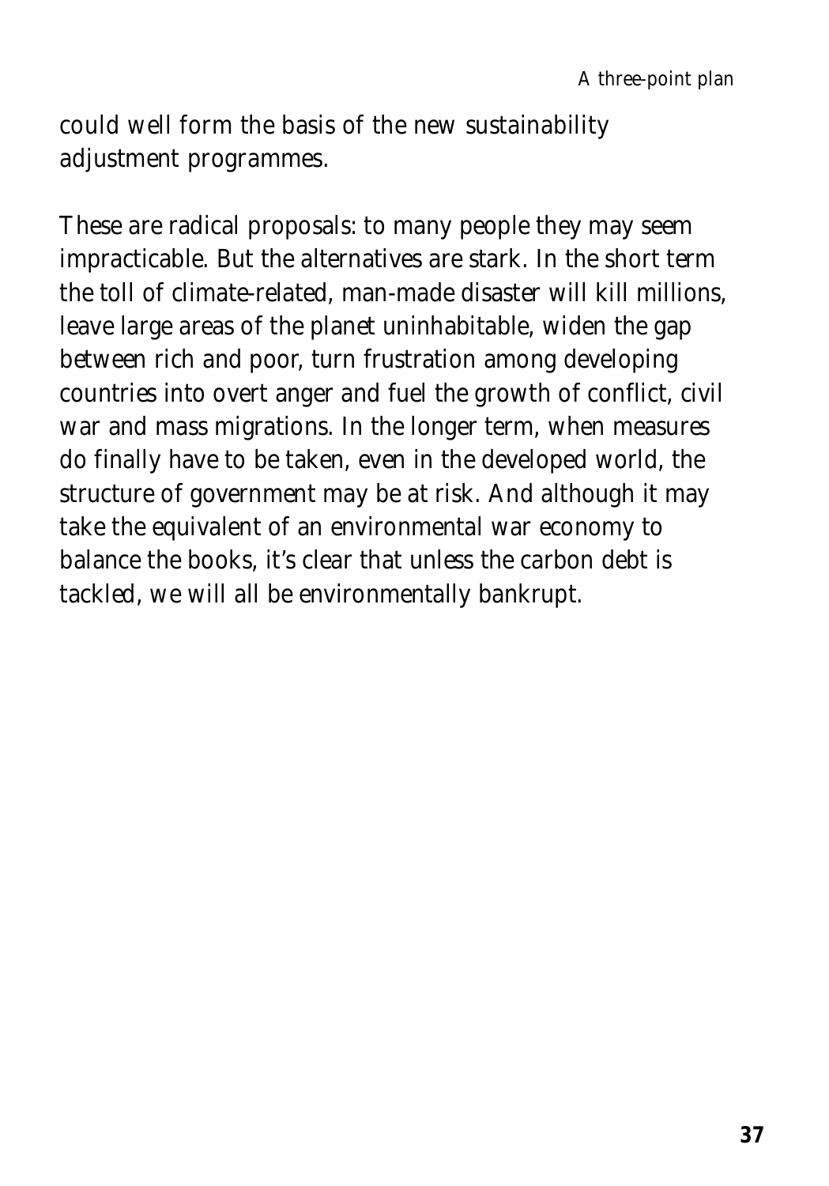could well form the basis of the new sustainability adjustment programmes.

These are radical proposals: to many people they may seem impracticable. But the alternatives are stark. In the short term the toll of climate-related, man-made disaster will kill millions, leave large areas of the planet uninhabitable, widen the gap between rich and poor, turn frustration among developing countries into overt anger and fuel the growth of conflict, civil war and mass migrations. In the longer term, when measures do finally have to be taken, even in the developed world, the structure of government may be at risk. And although it may take the equivalent of an environmental war economy to balance the books, it's clear that unless the carbon debt is tackled, we will all be environmentally bankrupt.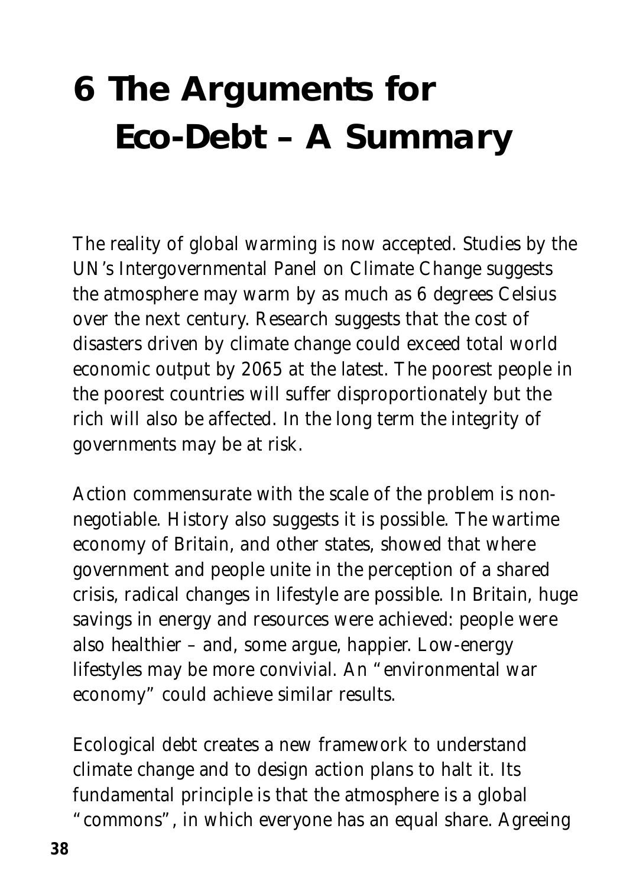# 6 The Arguments for Eco-Debt – A Summary

The reality of global warming is now accepted. Studies by the UN's Intergovernmental Panel on Climate Change suggests the atmosphere may warm by as much as 6 degrees Celsius over the next century. Research suggests that the cost of disasters driven by climate change could exceed total world economic output by 2065 at the latest. The poorest people in the poorest countries will suffer disproportionately but the rich will also be affected. In the long term the integrity of governments may be at risk.

Action commensurate with the scale of the problem is non-negotiable. History also suggests it is possible. The wartime economy of Britain, and other states, showed that where government and people unite in the perception of a shared crisis, radical changes in lifestyle are possible. In Britain, huge savings in energy and resources were achieved: people were also healthier – and, some argue, happier. Low-energy lifestyles may be more convivial. An "environmental war economy" could achieve similar results.

Ecological debt creates a new framework to understand climate change and to design action plans to halt it. Its fundamental principle is that the atmosphere is a global "commons", in which everyone has an equal share. Agreeing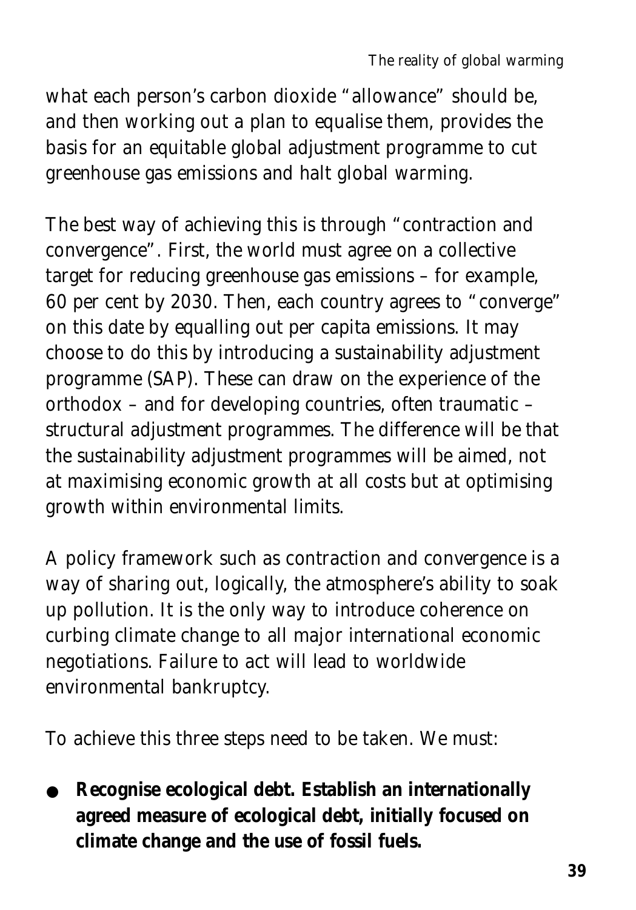what each person's carbon dioxide "allowance" should be, and then working out a plan to equalise them, provides the basis for an equitable global adjustment programme to cut greenhouse gas emissions and halt global warming.

The best way of achieving this is through "contraction and convergence". First, the world must agree on a collective target for reducing greenhouse gas emissions – for example, 60 per cent by 2030. Then, each country agrees to "converge" on this date by equalling out per capita emissions. It may choose to do this by introducing a sustainability adjustment programme (SAP). These can draw on the experience of the orthodox – and for developing countries, often traumatic – structural adjustment programmes. The difference will be that the sustainability adjustment programmes will be aimed, not at maximising economic growth at all costs but at optimising growth within environmental limits.

A policy framework such as contraction and convergence is a way of sharing out, logically, the atmosphere's ability to soak up pollution. It is the only way to introduce coherence on curbing climate change to all major international economic negotiations. Failure to act will lead to worldwide environmental bankruptcy.

To achieve this three steps need to be taken. We must:

- **Recognise ecological debt. Establish an internationally agreed measure of ecological debt, initially focused on climate change and the use of fossil fuels.**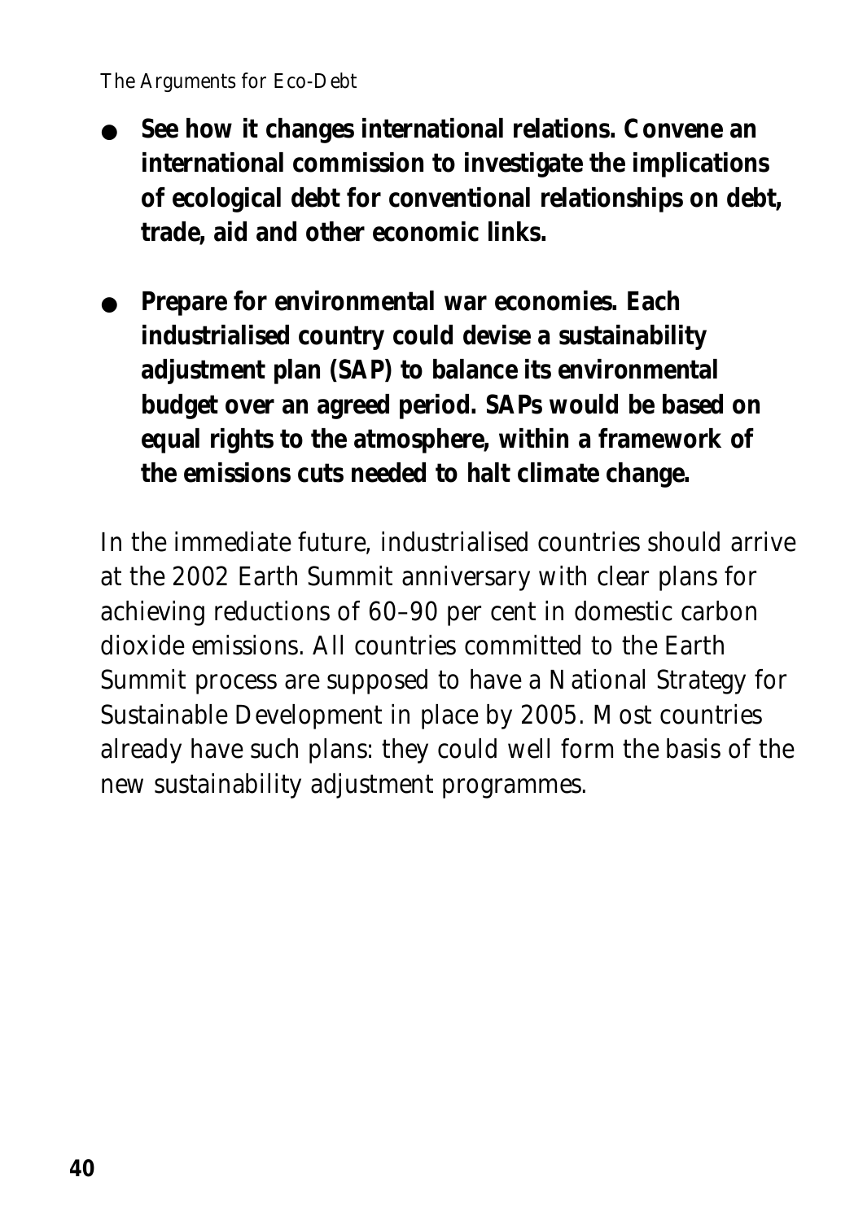- **See how it changes international relations. Convene an international commission to investigate the implications of ecological debt for conventional relationships on debt, trade, aid and other economic links.**

- **Prepare for environmental war economies. Each industrialised country could devise a sustainability adjustment plan (SAP) to balance its environmental budget over an agreed period. SAPs would be based on equal rights to the atmosphere, within a framework of the emissions cuts needed to halt climate change.**

In the immediate future, industrialised countries should arrive at the 2002 Earth Summit anniversary with clear plans for achieving reductions of 60–90 per cent in domestic carbon dioxide emissions. All countries committed to the Earth Summit process are supposed to have a National Strategy for Sustainable Development in place by 2005. Most countries already have such plans: they could well form the basis of the new sustainability adjustment programmes.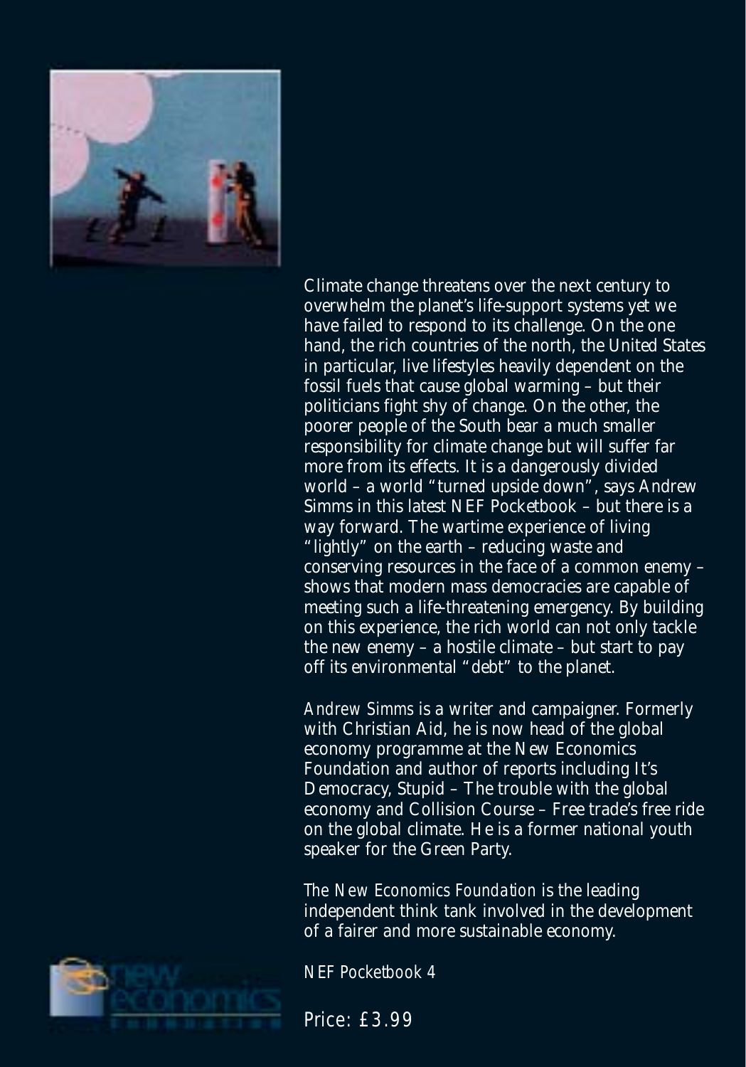Climate change threatens over the next century to overwhelm the planet's life-support systems yet we have failed to respond to its challenge. On the one hand, the rich countries of the north, the United States in particular, live lifestyles heavily dependent on the fossil fuels that cause global warming – but their politicians fight shy of change. On the other, the poorer people of the South bear a much smaller responsibility for climate change but will suffer far more from its effects. It is a dangerously divided world – a world "turned upside down", says Andrew Simms in this latest NEF Pocketbook – but there is a way forward. The wartime experience of living "lightly" on the earth – reducing waste and conserving resources in the face of a common enemy – shows that modern mass democracies are capable of meeting such a life-threatening emergency. By building on this experience, the rich world can not only tackle the new enemy – a hostile climate – but start to pay off its environmental "debt" to the planet.

*Andrew Simms* is a writer and campaigner. Formerly with Christian Aid, he is now head of the global economy programme at the New Economics Foundation and author of reports including It's Democracy, Stupid – The trouble with the global economy and Collision Course – Free trade's free ride on the global climate. He is a former national youth speaker for the Green Party.

*The New Economics Foundation* is the leading independent think tank involved in the development of a fairer and more sustainable economy.

new economics foundation

*NEF Pocketbook 4*

Price: £3.99